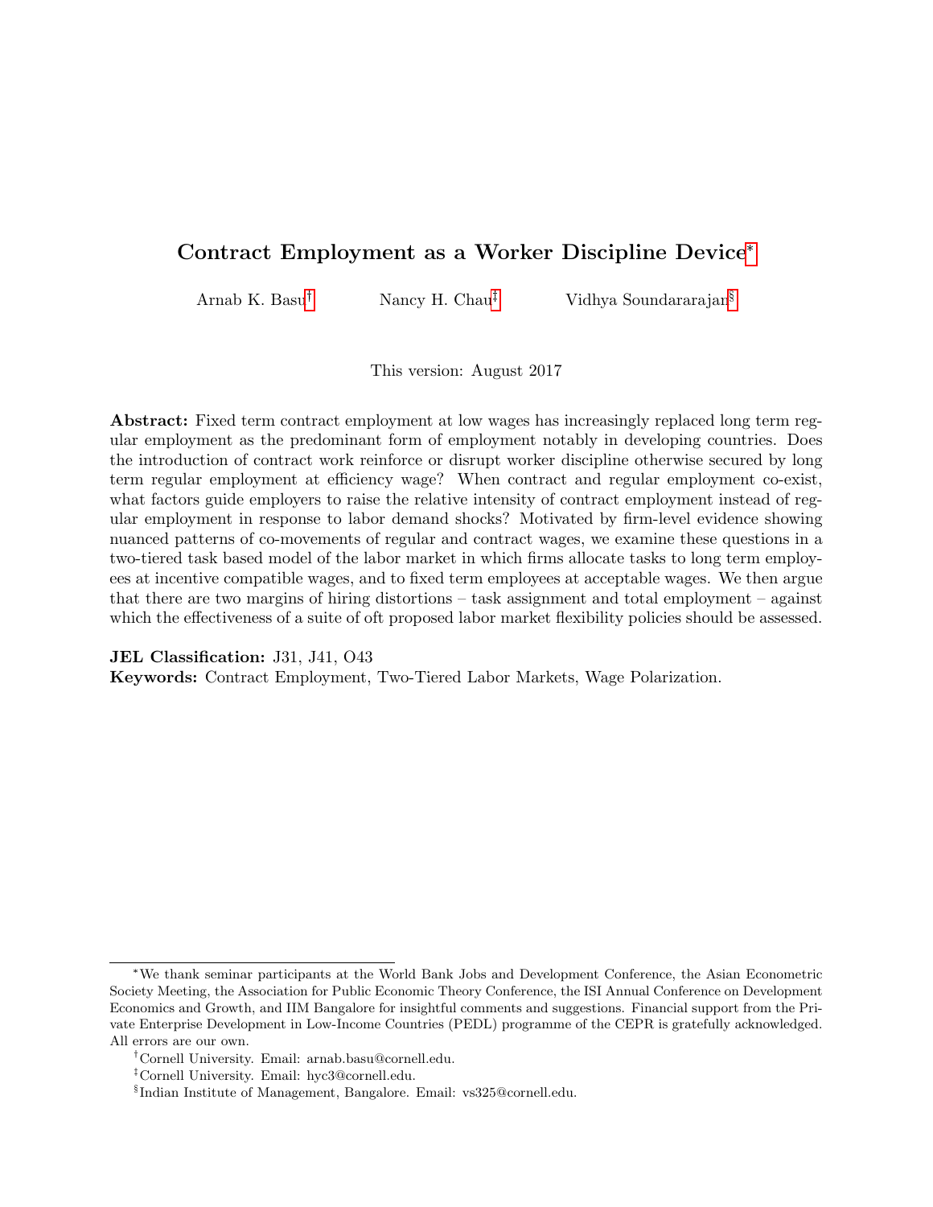# Contract Employment as a Worker Discipline Device[*]

Arnab K. Basu[†] Nancy H. Chau[‡] Vidhya Soundararajan[§]

This version: August 2017

**Abstract:** Fixed term contract employment at low wages has increasingly replaced long term regular employment as the predominant form of employment notably in developing countries. Does the introduction of contract work reinforce or disrupt worker discipline otherwise secured by long term regular employment at efficiency wage? When contract and regular employment co-exist, what factors guide employers to raise the relative intensity of contract employment instead of regular employment in response to labor demand shocks? Motivated by firm-level evidence showing nuanced patterns of co-movements of regular and contract wages, we examine these questions in a two-tiered task based model of the labor market in which firms allocate tasks to long term employees at incentive compatible wages, and to fixed term employees at acceptable wages. We then argue that there are two margins of hiring distortions – task assignment and total employment – against which the effectiveness of a suite of oft proposed labor market flexibility policies should be assessed.

**JEL Classification:** J31, J41, O43

**Keywords:** Contract Employment, Two-Tiered Labor Markets, Wage Polarization.

---

[*] We thank seminar participants at the World Bank Jobs and Development Conference, the Asian Econometric Society Meeting, the Association for Public Economic Theory Conference, the ISI Annual Conference on Development Economics and Growth, and IIM Bangalore for insightful comments and suggestions. Financial support from the Private Enterprise Development in Low-Income Countries (PEDL) programme of the CEPR is gratefully acknowledged. All errors are our own.

[†] Cornell University. Email: arnab.basu@cornell.edu.

[‡] Cornell University. Email: hyc3@cornell.edu.

[§] Indian Institute of Management, Bangalore. Email: vs325@cornell.edu.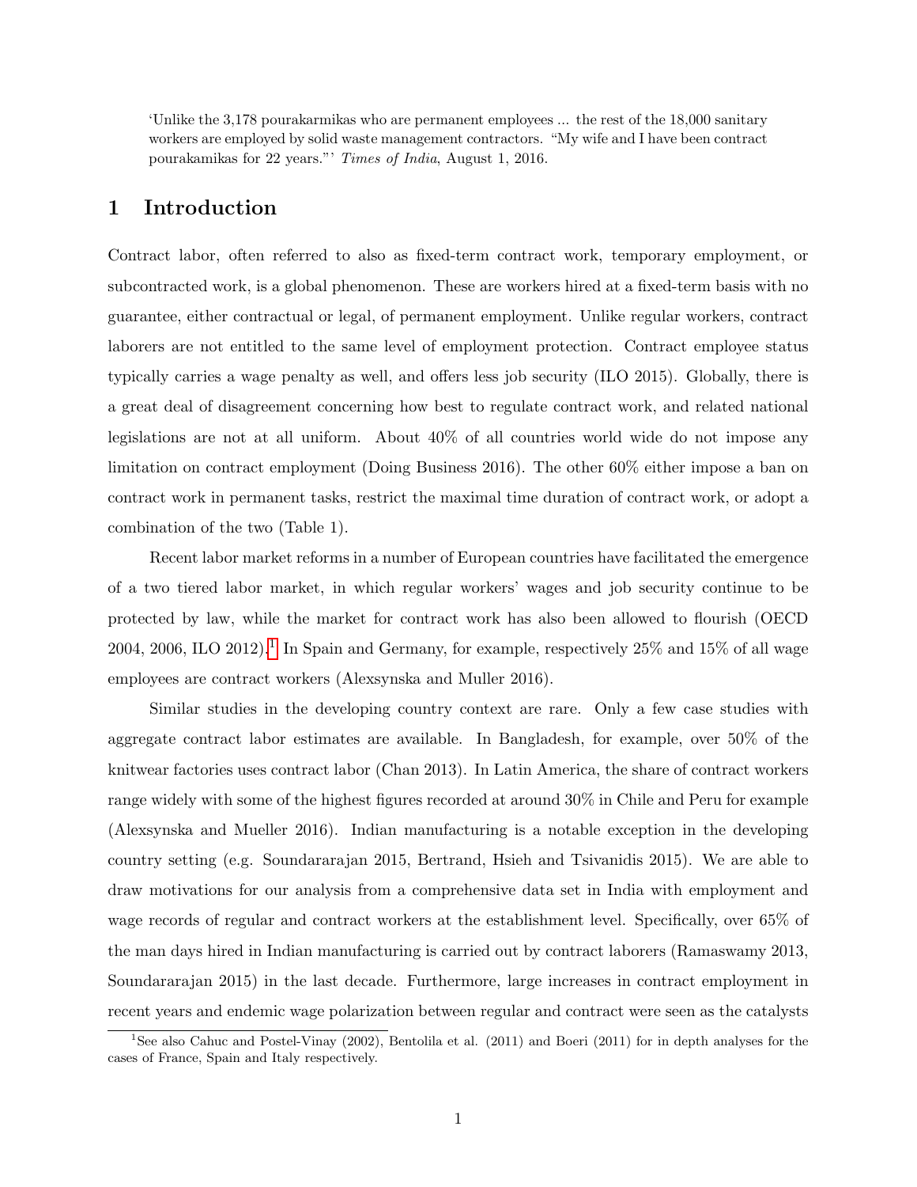'Unlike the 3,178 pourakarmikas who are permanent employees ... the rest of the 18,000 sanitary workers are employed by solid waste management contractors. "My wife and I have been contract pourakamikas for 22 years."' *Times of India*, August 1, 2016.

# 1 Introduction

Contract labor, often referred to also as fixed-term contract work, temporary employment, or subcontracted work, is a global phenomenon. These are workers hired at a fixed-term basis with no guarantee, either contractual or legal, of permanent employment. Unlike regular workers, contract laborers are not entitled to the same level of employment protection. Contract employee status typically carries a wage penalty as well, and offers less job security (ILO 2015). Globally, there is a great deal of disagreement concerning how best to regulate contract work, and related national legislations are not at all uniform. About 40% of all countries world wide do not impose any limitation on contract employment (Doing Business 2016). The other 60% either impose a ban on contract work in permanent tasks, restrict the maximal time duration of contract work, or adopt a combination of the two (Table 1).

Recent labor market reforms in a number of European countries have facilitated the emergence of a two tiered labor market, in which regular workers' wages and job security continue to be protected by law, while the market for contract work has also been allowed to flourish (OECD 2004, 2006, ILO 2012).[1] In Spain and Germany, for example, respectively 25% and 15% of all wage employees are contract workers (Alexsynska and Muller 2016).

Similar studies in the developing country context are rare. Only a few case studies with aggregate contract labor estimates are available. In Bangladesh, for example, over 50% of the knitwear factories uses contract labor (Chan 2013). In Latin America, the share of contract workers range widely with some of the highest figures recorded at around 30% in Chile and Peru for example (Alexsynska and Mueller 2016). Indian manufacturing is a notable exception in the developing country setting (e.g. Soundararajan 2015, Bertrand, Hsieh and Tsivanidis 2015). We are able to draw motivations for our analysis from a comprehensive data set in India with employment and wage records of regular and contract workers at the establishment level. Specifically, over 65% of the man days hired in Indian manufacturing is carried out by contract laborers (Ramaswamy 2013, Soundararajan 2015) in the last decade. Furthermore, large increases in contract employment in recent years and endemic wage polarization between regular and contract were seen as the catalysts

[1] See also Cahuc and Postel-Vinay (2002), Bentolila et al. (2011) and Boeri (2011) for in depth analyses for the cases of France, Spain and Italy respectively.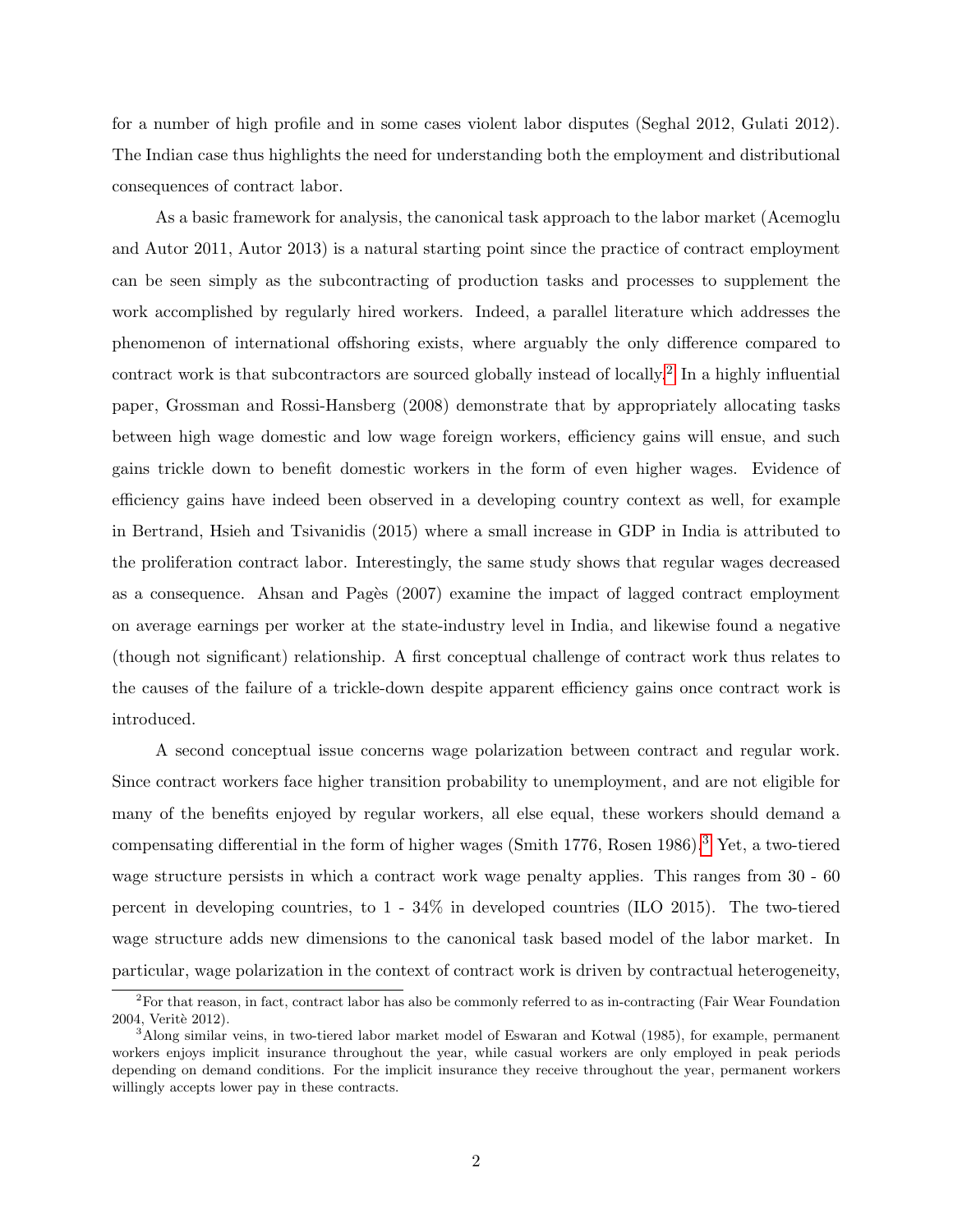for a number of high profile and in some cases violent labor disputes (Seghal 2012, Gulati 2012). The Indian case thus highlights the need for understanding both the employment and distributional consequences of contract labor.

As a basic framework for analysis, the canonical task approach to the labor market (Acemoglu and Autor 2011, Autor 2013) is a natural starting point since the practice of contract employment can be seen simply as the subcontracting of production tasks and processes to supplement the work accomplished by regularly hired workers. Indeed, a parallel literature which addresses the phenomenon of international offshoring exists, where arguably the only difference compared to contract work is that subcontractors are sourced globally instead of locally.[2] In a highly influential paper, Grossman and Rossi-Hansberg (2008) demonstrate that by appropriately allocating tasks between high wage domestic and low wage foreign workers, efficiency gains will ensue, and such gains trickle down to benefit domestic workers in the form of even higher wages. Evidence of efficiency gains have indeed been observed in a developing country context as well, for example in Bertrand, Hsieh and Tsivanidis (2015) where a small increase in GDP in India is attributed to the proliferation contract labor. Interestingly, the same study shows that regular wages decreased as a consequence. Ahsan and Pagès (2007) examine the impact of lagged contract employment on average earnings per worker at the state-industry level in India, and likewise found a negative (though not significant) relationship. A first conceptual challenge of contract work thus relates to the causes of the failure of a trickle-down despite apparent efficiency gains once contract work is introduced.

A second conceptual issue concerns wage polarization between contract and regular work. Since contract workers face higher transition probability to unemployment, and are not eligible for many of the benefits enjoyed by regular workers, all else equal, these workers should demand a compensating differential in the form of higher wages (Smith 1776, Rosen 1986).[3] Yet, a two-tiered wage structure persists in which a contract work wage penalty applies. This ranges from 30 - 60 percent in developing countries, to 1 - 34% in developed countries (ILO 2015). The two-tiered wage structure adds new dimensions to the canonical task based model of the labor market. In particular, wage polarization in the context of contract work is driven by contractual heterogeneity,

[2] For that reason, in fact, contract labor has also be commonly referred to as in-contracting (Fair Wear Foundation 2004, Veritè 2012).

[3] Along similar veins, in two-tiered labor market model of Eswaran and Kotwal (1985), for example, permanent workers enjoys implicit insurance throughout the year, while casual workers are only employed in peak periods depending on demand conditions. For the implicit insurance they receive throughout the year, permanent workers willingly accepts lower pay in these contracts.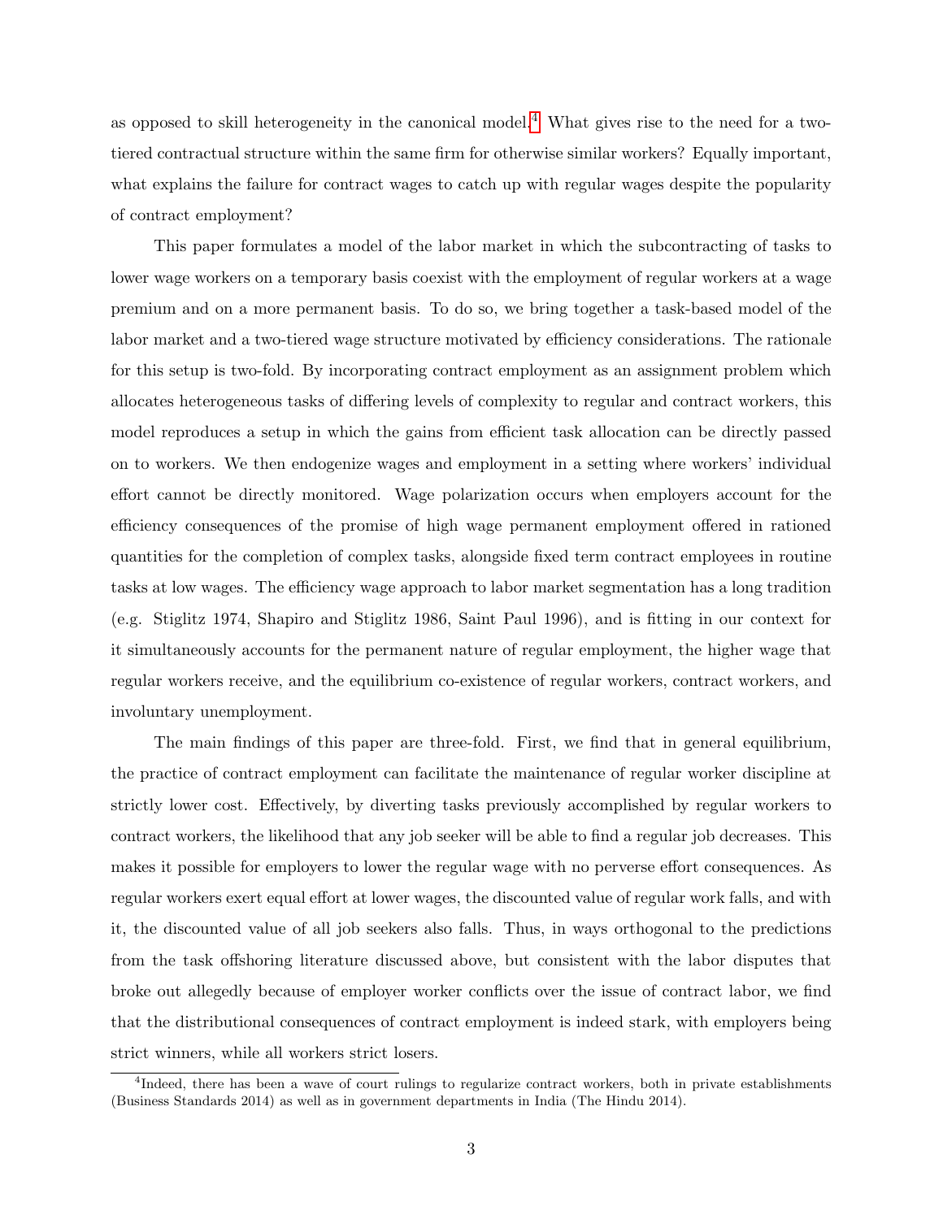as opposed to skill heterogeneity in the canonical model.[4] What gives rise to the need for a two-tiered contractual structure within the same firm for otherwise similar workers? Equally important, what explains the failure for contract wages to catch up with regular wages despite the popularity of contract employment?

This paper formulates a model of the labor market in which the subcontracting of tasks to lower wage workers on a temporary basis coexist with the employment of regular workers at a wage premium and on a more permanent basis. To do so, we bring together a task-based model of the labor market and a two-tiered wage structure motivated by efficiency considerations. The rationale for this setup is two-fold. By incorporating contract employment as an assignment problem which allocates heterogeneous tasks of differing levels of complexity to regular and contract workers, this model reproduces a setup in which the gains from efficient task allocation can be directly passed on to workers. We then endogenize wages and employment in a setting where workers' individual effort cannot be directly monitored. Wage polarization occurs when employers account for the efficiency consequences of the promise of high wage permanent employment offered in rationed quantities for the completion of complex tasks, alongside fixed term contract employees in routine tasks at low wages. The efficiency wage approach to labor market segmentation has a long tradition (e.g. Stiglitz 1974, Shapiro and Stiglitz 1986, Saint Paul 1996), and is fitting in our context for it simultaneously accounts for the permanent nature of regular employment, the higher wage that regular workers receive, and the equilibrium co-existence of regular workers, contract workers, and involuntary unemployment.

The main findings of this paper are three-fold. First, we find that in general equilibrium, the practice of contract employment can facilitate the maintenance of regular worker discipline at strictly lower cost. Effectively, by diverting tasks previously accomplished by regular workers to contract workers, the likelihood that any job seeker will be able to find a regular job decreases. This makes it possible for employers to lower the regular wage with no perverse effort consequences. As regular workers exert equal effort at lower wages, the discounted value of regular work falls, and with it, the discounted value of all job seekers also falls. Thus, in ways orthogonal to the predictions from the task offshoring literature discussed above, but consistent with the labor disputes that broke out allegedly because of employer worker conflicts over the issue of contract labor, we find that the distributional consequences of contract employment is indeed stark, with employers being strict winners, while all workers strict losers.

[4] Indeed, there has been a wave of court rulings to regularize contract workers, both in private establishments (Business Standards 2014) as well as in government departments in India (The Hindu 2014).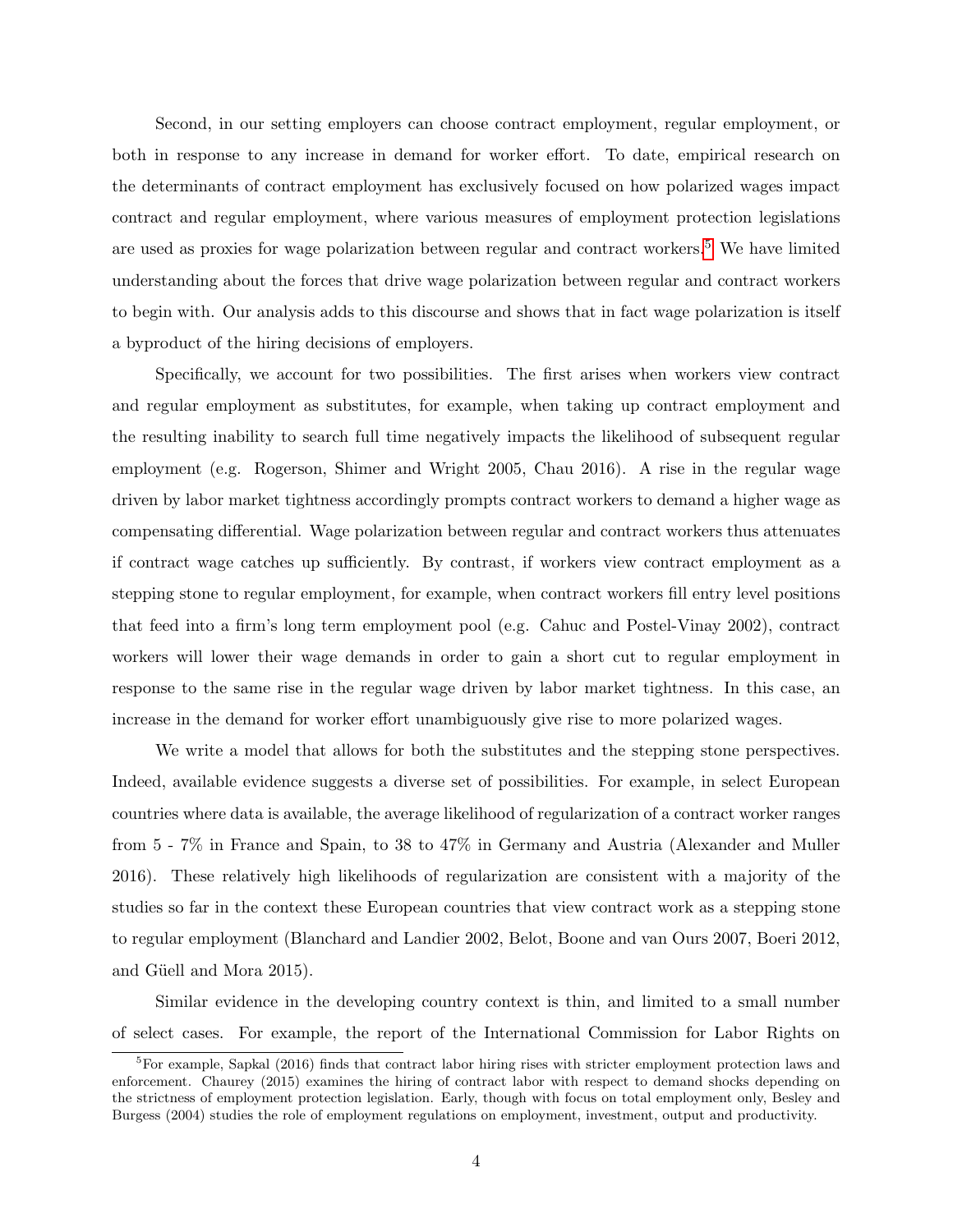Second, in our setting employers can choose contract employment, regular employment, or both in response to any increase in demand for worker effort. To date, empirical research on the determinants of contract employment has exclusively focused on how polarized wages impact contract and regular employment, where various measures of employment protection legislations are used as proxies for wage polarization between regular and contract workers.[5] We have limited understanding about the forces that drive wage polarization between regular and contract workers to begin with. Our analysis adds to this discourse and shows that in fact wage polarization is itself a byproduct of the hiring decisions of employers.

Specifically, we account for two possibilities. The first arises when workers view contract and regular employment as substitutes, for example, when taking up contract employment and the resulting inability to search full time negatively impacts the likelihood of subsequent regular employment (e.g. Rogerson, Shimer and Wright 2005, Chau 2016). A rise in the regular wage driven by labor market tightness accordingly prompts contract workers to demand a higher wage as compensating differential. Wage polarization between regular and contract workers thus attenuates if contract wage catches up sufficiently. By contrast, if workers view contract employment as a stepping stone to regular employment, for example, when contract workers fill entry level positions that feed into a firm's long term employment pool (e.g. Cahuc and Postel-Vinay 2002), contract workers will lower their wage demands in order to gain a short cut to regular employment in response to the same rise in the regular wage driven by labor market tightness. In this case, an increase in the demand for worker effort unambiguously give rise to more polarized wages.

We write a model that allows for both the substitutes and the stepping stone perspectives. Indeed, available evidence suggests a diverse set of possibilities. For example, in select European countries where data is available, the average likelihood of regularization of a contract worker ranges from 5 - 7% in France and Spain, to 38 to 47% in Germany and Austria (Alexander and Muller 2016). These relatively high likelihoods of regularization are consistent with a majority of the studies so far in the context these European countries that view contract work as a stepping stone to regular employment (Blanchard and Landier 2002, Belot, Boone and van Ours 2007, Boeri 2012, and Güell and Mora 2015).

Similar evidence in the developing country context is thin, and limited to a small number of select cases. For example, the report of the International Commission for Labor Rights on

[5] For example, Sapkal (2016) finds that contract labor hiring rises with stricter employment protection laws and enforcement. Chaurey (2015) examines the hiring of contract labor with respect to demand shocks depending on the strictness of employment protection legislation. Early, though with focus on total employment only, Besley and Burgess (2004) studies the role of employment regulations on employment, investment, output and productivity.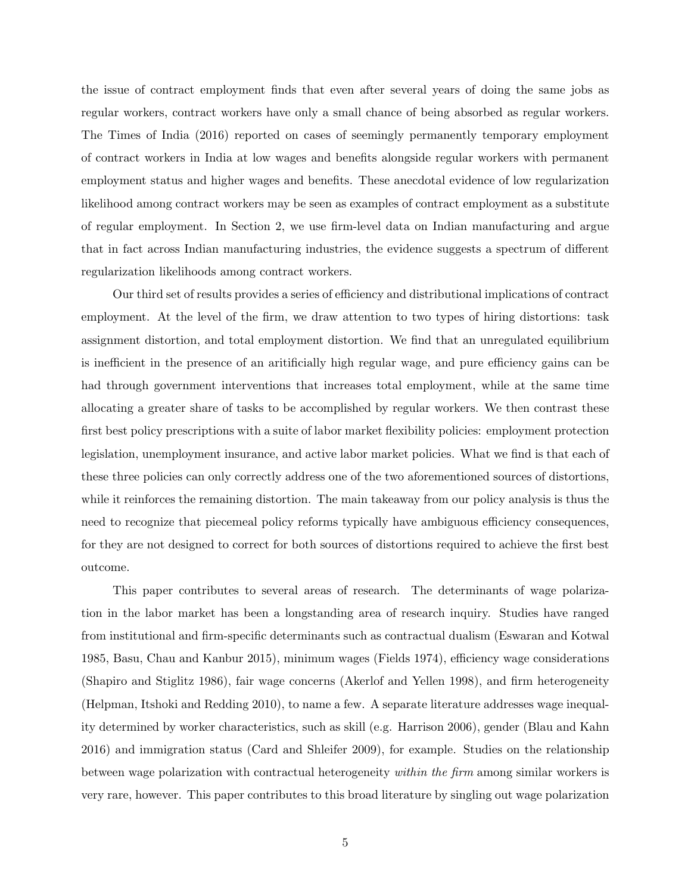the issue of contract employment finds that even after several years of doing the same jobs as regular workers, contract workers have only a small chance of being absorbed as regular workers. The Times of India (2016) reported on cases of seemingly permanently temporary employment of contract workers in India at low wages and benefits alongside regular workers with permanent employment status and higher wages and benefits. These anecdotal evidence of low regularization likelihood among contract workers may be seen as examples of contract employment as a substitute of regular employment. In Section 2, we use firm-level data on Indian manufacturing and argue that in fact across Indian manufacturing industries, the evidence suggests a spectrum of different regularization likelihoods among contract workers.

Our third set of results provides a series of efficiency and distributional implications of contract employment. At the level of the firm, we draw attention to two types of hiring distortions: task assignment distortion, and total employment distortion. We find that an unregulated equilibrium is inefficient in the presence of an aritificially high regular wage, and pure efficiency gains can be had through government interventions that increases total employment, while at the same time allocating a greater share of tasks to be accomplished by regular workers. We then contrast these first best policy prescriptions with a suite of labor market flexibility policies: employment protection legislation, unemployment insurance, and active labor market policies. What we find is that each of these three policies can only correctly address one of the two aforementioned sources of distortions, while it reinforces the remaining distortion. The main takeaway from our policy analysis is thus the need to recognize that piecemeal policy reforms typically have ambiguous efficiency consequences, for they are not designed to correct for both sources of distortions required to achieve the first best outcome.

This paper contributes to several areas of research. The determinants of wage polarization in the labor market has been a longstanding area of research inquiry. Studies have ranged from institutional and firm-specific determinants such as contractual dualism (Eswaran and Kotwal 1985, Basu, Chau and Kanbur 2015), minimum wages (Fields 1974), efficiency wage considerations (Shapiro and Stiglitz 1986), fair wage concerns (Akerlof and Yellen 1998), and firm heterogeneity (Helpman, Itshoki and Redding 2010), to name a few. A separate literature addresses wage inequality determined by worker characteristics, such as skill (e.g. Harrison 2006), gender (Blau and Kahn 2016) and immigration status (Card and Shleifer 2009), for example. Studies on the relationship between wage polarization with contractual heterogeneity *within the firm* among similar workers is very rare, however. This paper contributes to this broad literature by singling out wage polarization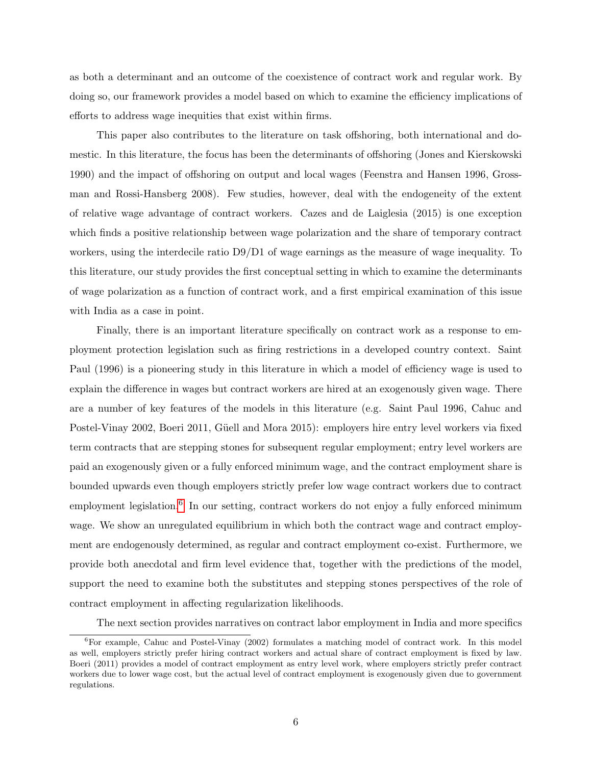as both a determinant and an outcome of the coexistence of contract work and regular work. By doing so, our framework provides a model based on which to examine the efficiency implications of efforts to address wage inequities that exist within firms.

This paper also contributes to the literature on task offshoring, both international and domestic. In this literature, the focus has been the determinants of offshoring (Jones and Kierskowski 1990) and the impact of offshoring on output and local wages (Feenstra and Hansen 1996, Grossman and Rossi-Hansberg 2008). Few studies, however, deal with the endogeneity of the extent of relative wage advantage of contract workers. Cazes and de Laiglesia (2015) is one exception which finds a positive relationship between wage polarization and the share of temporary contract workers, using the interdecile ratio D9/D1 of wage earnings as the measure of wage inequality. To this literature, our study provides the first conceptual setting in which to examine the determinants of wage polarization as a function of contract work, and a first empirical examination of this issue with India as a case in point.

Finally, there is an important literature specifically on contract work as a response to employment protection legislation such as firing restrictions in a developed country context. Saint Paul (1996) is a pioneering study in this literature in which a model of efficiency wage is used to explain the difference in wages but contract workers are hired at an exogenously given wage. There are a number of key features of the models in this literature (e.g. Saint Paul 1996, Cahuc and Postel-Vinay 2002, Boeri 2011, Güell and Mora 2015): employers hire entry level workers via fixed term contracts that are stepping stones for subsequent regular employment; entry level workers are paid an exogenously given or a fully enforced minimum wage, and the contract employment share is bounded upwards even though employers strictly prefer low wage contract workers due to contract employment legislation.[6] In our setting, contract workers do not enjoy a fully enforced minimum wage. We show an unregulated equilibrium in which both the contract wage and contract employment are endogenously determined, as regular and contract employment co-exist. Furthermore, we provide both anecdotal and firm level evidence that, together with the predictions of the model, support the need to examine both the substitutes and stepping stones perspectives of the role of contract employment in affecting regularization likelihoods.

The next section provides narratives on contract labor employment in India and more specifics

[6]For example, Cahuc and Postel-Vinay (2002) formulates a matching model of contract work. In this model as well, employers strictly prefer hiring contract workers and actual share of contract employment is fixed by law. Boeri (2011) provides a model of contract employment as entry level work, where employers strictly prefer contract workers due to lower wage cost, but the actual level of contract employment is exogenously given due to government regulations.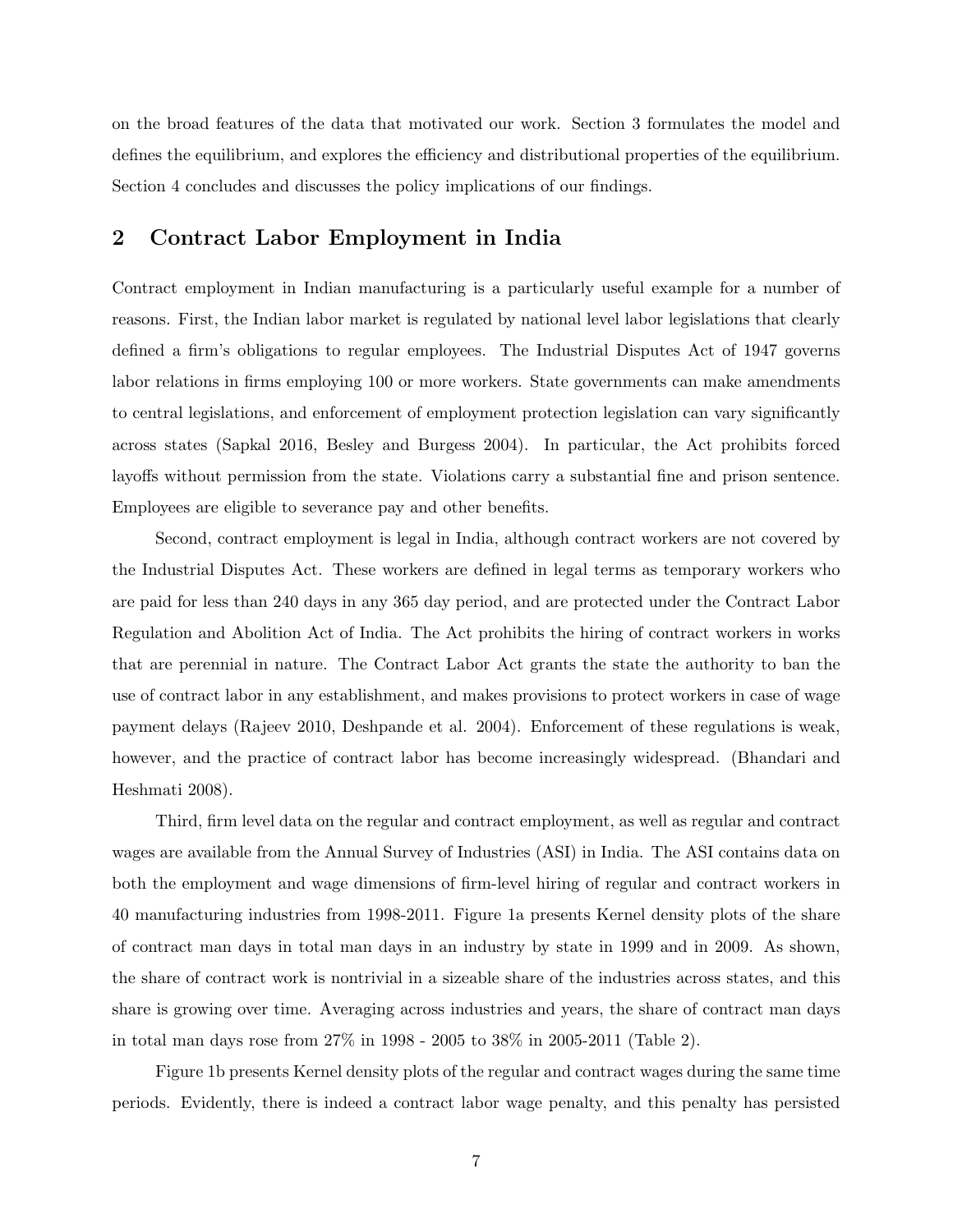on the broad features of the data that motivated our work. Section 3 formulates the model and defines the equilibrium, and explores the efficiency and distributional properties of the equilibrium. Section 4 concludes and discusses the policy implications of our findings.

## 2 Contract Labor Employment in India

Contract employment in Indian manufacturing is a particularly useful example for a number of reasons. First, the Indian labor market is regulated by national level labor legislations that clearly defined a firm's obligations to regular employees. The Industrial Disputes Act of 1947 governs labor relations in firms employing 100 or more workers. State governments can make amendments to central legislations, and enforcement of employment protection legislation can vary significantly across states (Sapkal 2016, Besley and Burgess 2004). In particular, the Act prohibits forced layoffs without permission from the state. Violations carry a substantial fine and prison sentence. Employees are eligible to severance pay and other benefits.

Second, contract employment is legal in India, although contract workers are not covered by the Industrial Disputes Act. These workers are defined in legal terms as temporary workers who are paid for less than 240 days in any 365 day period, and are protected under the Contract Labor Regulation and Abolition Act of India. The Act prohibits the hiring of contract workers in works that are perennial in nature. The Contract Labor Act grants the state the authority to ban the use of contract labor in any establishment, and makes provisions to protect workers in case of wage payment delays (Rajeev 2010, Deshpande et al. 2004). Enforcement of these regulations is weak, however, and the practice of contract labor has become increasingly widespread. (Bhandari and Heshmati 2008).

Third, firm level data on the regular and contract employment, as well as regular and contract wages are available from the Annual Survey of Industries (ASI) in India. The ASI contains data on both the employment and wage dimensions of firm-level hiring of regular and contract workers in 40 manufacturing industries from 1998-2011. Figure 1a presents Kernel density plots of the share of contract man days in total man days in an industry by state in 1999 and in 2009. As shown, the share of contract work is nontrivial in a sizeable share of the industries across states, and this share is growing over time. Averaging across industries and years, the share of contract man days in total man days rose from 27% in 1998 - 2005 to 38% in 2005-2011 (Table 2).

Figure 1b presents Kernel density plots of the regular and contract wages during the same time periods. Evidently, there is indeed a contract labor wage penalty, and this penalty has persisted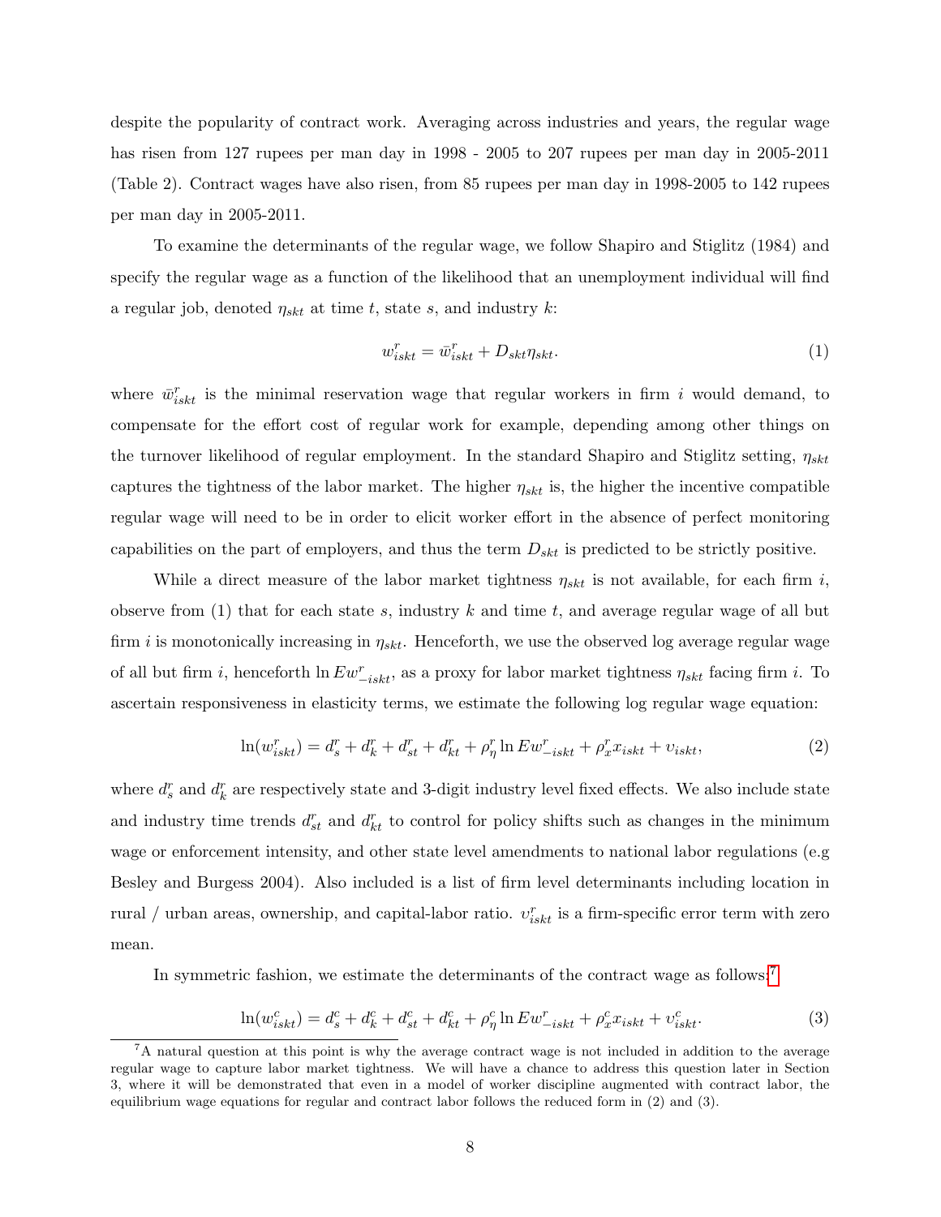despite the popularity of contract work. Averaging across industries and years, the regular wage has risen from 127 rupees per man day in 1998 - 2005 to 207 rupees per man day in 2005-2011 (Table 2). Contract wages have also risen, from 85 rupees per man day in 1998-2005 to 142 rupees per man day in 2005-2011.

To examine the determinants of the regular wage, we follow Shapiro and Stiglitz (1984) and specify the regular wage as a function of the likelihood that an unemployment individual will find a regular job, denoted $\eta_{skt}$ at time $t$, state $s$, and industry $k$:

$$w^r_{iskt} = \bar{w}^r_{iskt} + D_{skt}\eta_{skt}. \tag{1}$$

where $\bar{w}^r_{iskt}$ is the minimal reservation wage that regular workers in firm $i$ would demand, to compensate for the effort cost of regular work for example, depending among other things on the turnover likelihood of regular employment. In the standard Shapiro and Stiglitz setting, $\eta_{skt}$ captures the tightness of the labor market. The higher $\eta_{skt}$ is, the higher the incentive compatible regular wage will need to be in order to elicit worker effort in the absence of perfect monitoring capabilities on the part of employers, and thus the term $D_{skt}$ is predicted to be strictly positive.

While a direct measure of the labor market tightness $\eta_{skt}$ is not available, for each firm $i$, observe from (1) that for each state $s$, industry $k$ and time $t$, and average regular wage of all but firm $i$ is monotonically increasing in $\eta_{skt}$. Henceforth, we use the observed log average regular wage of all but firm $i$, henceforth $\ln Ew^r_{-iskt}$, as a proxy for labor market tightness $\eta_{skt}$ facing firm $i$. To ascertain responsiveness in elasticity terms, we estimate the following log regular wage equation:

$$\ln(w^r_{iskt}) = d^r_s + d^r_k + d^r_{st} + d^r_{kt} + \rho^r_\eta \ln Ew^r_{-iskt} + \rho^r_x x_{iskt} + \upsilon_{iskt}, \tag{2}$$

where $d^r_s$ and $d^r_k$ are respectively state and 3-digit industry level fixed effects. We also include state and industry time trends $d^r_{st}$ and $d^r_{kt}$ to control for policy shifts such as changes in the minimum wage or enforcement intensity, and other state level amendments to national labor regulations (e.g Besley and Burgess 2004). Also included is a list of firm level determinants including location in rural / urban areas, ownership, and capital-labor ratio. $\upsilon^r_{iskt}$ is a firm-specific error term with zero mean.

In symmetric fashion, we estimate the determinants of the contract wage as follows:[7]

$$\ln(w^c_{iskt}) = d^c_s + d^c_k + d^c_{st} + d^c_{kt} + \rho^c_\eta \ln Ew^r_{-iskt} + \rho^c_x x_{iskt} + \upsilon^c_{iskt}. \tag{3}$$

[7] A natural question at this point is why the average contract wage is not included in addition to the average regular wage to capture labor market tightness. We will have a chance to address this question later in Section 3, where it will be demonstrated that even in a model of worker discipline augmented with contract labor, the equilibrium wage equations for regular and contract labor follows the reduced form in (2) and (3).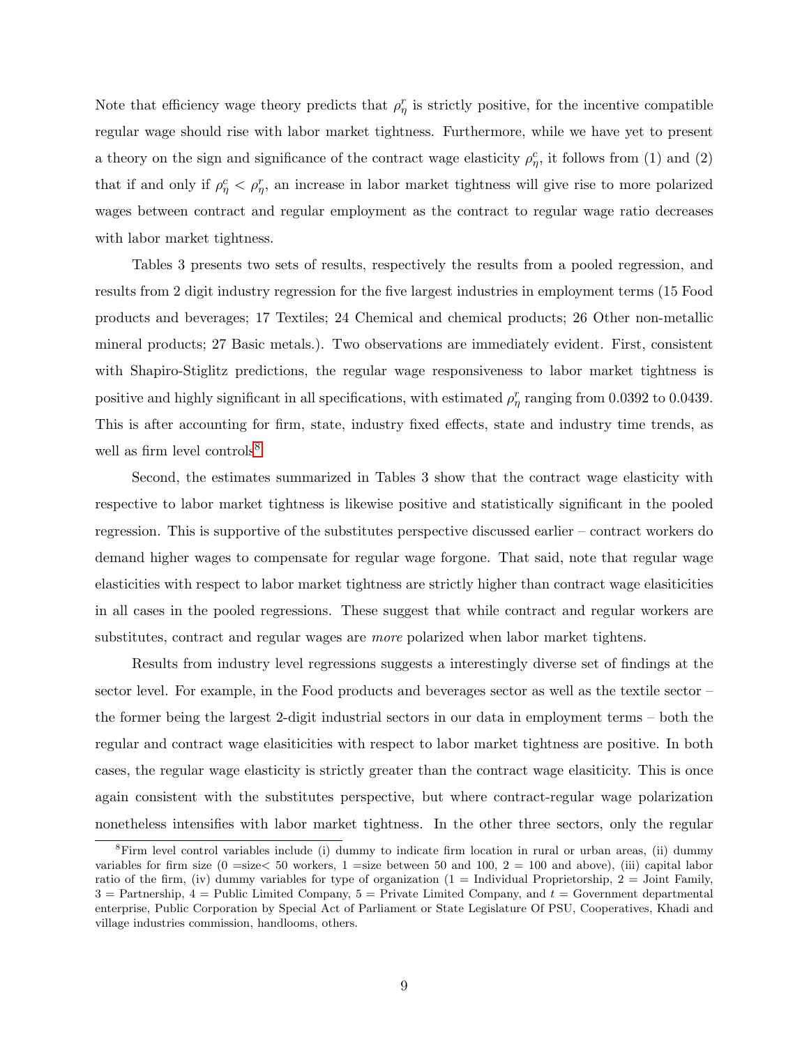Note that efficiency wage theory predicts that $\rho_\eta^r$ is strictly positive, for the incentive compatible regular wage should rise with labor market tightness. Furthermore, while we have yet to present a theory on the sign and significance of the contract wage elasticity $\rho_\eta^c$, it follows from (1) and (2) that if and only if $\rho_\eta^c < \rho_\eta^r$, an increase in labor market tightness will give rise to more polarized wages between contract and regular employment as the contract to regular wage ratio decreases with labor market tightness.

Tables 3 presents two sets of results, respectively the results from a pooled regression, and results from 2 digit industry regression for the five largest industries in employment terms (15 Food products and beverages; 17 Textiles; 24 Chemical and chemical products; 26 Other non-metallic mineral products; 27 Basic metals.). Two observations are immediately evident. First, consistent with Shapiro-Stiglitz predictions, the regular wage responsiveness to labor market tightness is positive and highly significant in all specifications, with estimated $\rho_\eta^r$ ranging from 0.0392 to 0.0439. This is after accounting for firm, state, industry fixed effects, state and industry time trends, as well as firm level controls[8].

Second, the estimates summarized in Tables 3 show that the contract wage elasticity with respective to labor market tightness is likewise positive and statistically significant in the pooled regression. This is supportive of the substitutes perspective discussed earlier – contract workers do demand higher wages to compensate for regular wage forgone. That said, note that regular wage elasticities with respect to labor market tightness are strictly higher than contract wage elasiticities in all cases in the pooled regressions. These suggest that while contract and regular workers are substitutes, contract and regular wages are *more* polarized when labor market tightens.

Results from industry level regressions suggests a interestingly diverse set of findings at the sector level. For example, in the Food products and beverages sector as well as the textile sector – the former being the largest 2-digit industrial sectors in our data in employment terms – both the regular and contract wage elasiticities with respect to labor market tightness are positive. In both cases, the regular wage elasticity is strictly greater than the contract wage elasiticity. This is once again consistent with the substitutes perspective, but where contract-regular wage polarization nonetheless intensifies with labor market tightness. In the other three sectors, only the regular

[8]Firm level control variables include (i) dummy to indicate firm location in rural or urban areas, (ii) dummy variables for firm size (0 =size< 50 workers, 1 =size between 50 and 100, 2 = 100 and above), (iii) capital labor ratio of the firm, (iv) dummy variables for type of organization (1 = Individual Proprietorship, 2 = Joint Family, 3 = Partnership, 4 = Public Limited Company, 5 = Private Limited Company, and $t$ = Government departmental enterprise, Public Corporation by Special Act of Parliament or State Legislature Of PSU, Cooperatives, Khadi and village industries commission, handlooms, others.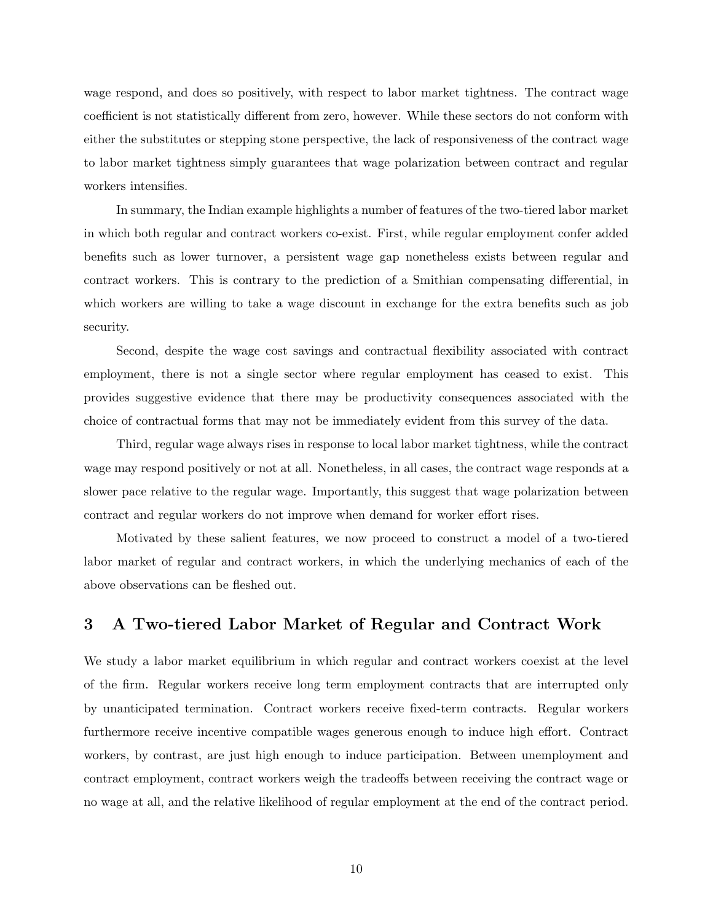wage respond, and does so positively, with respect to labor market tightness. The contract wage coefficient is not statistically different from zero, however. While these sectors do not conform with either the substitutes or stepping stone perspective, the lack of responsiveness of the contract wage to labor market tightness simply guarantees that wage polarization between contract and regular workers intensifies.

In summary, the Indian example highlights a number of features of the two-tiered labor market in which both regular and contract workers co-exist. First, while regular employment confer added benefits such as lower turnover, a persistent wage gap nonetheless exists between regular and contract workers. This is contrary to the prediction of a Smithian compensating differential, in which workers are willing to take a wage discount in exchange for the extra benefits such as job security.

Second, despite the wage cost savings and contractual flexibility associated with contract employment, there is not a single sector where regular employment has ceased to exist. This provides suggestive evidence that there may be productivity consequences associated with the choice of contractual forms that may not be immediately evident from this survey of the data.

Third, regular wage always rises in response to local labor market tightness, while the contract wage may respond positively or not at all. Nonetheless, in all cases, the contract wage responds at a slower pace relative to the regular wage. Importantly, this suggest that wage polarization between contract and regular workers do not improve when demand for worker effort rises.

Motivated by these salient features, we now proceed to construct a model of a two-tiered labor market of regular and contract workers, in which the underlying mechanics of each of the above observations can be fleshed out.

# 3 A Two-tiered Labor Market of Regular and Contract Work

We study a labor market equilibrium in which regular and contract workers coexist at the level of the firm. Regular workers receive long term employment contracts that are interrupted only by unanticipated termination. Contract workers receive fixed-term contracts. Regular workers furthermore receive incentive compatible wages generous enough to induce high effort. Contract workers, by contrast, are just high enough to induce participation. Between unemployment and contract employment, contract workers weigh the tradeoffs between receiving the contract wage or no wage at all, and the relative likelihood of regular employment at the end of the contract period.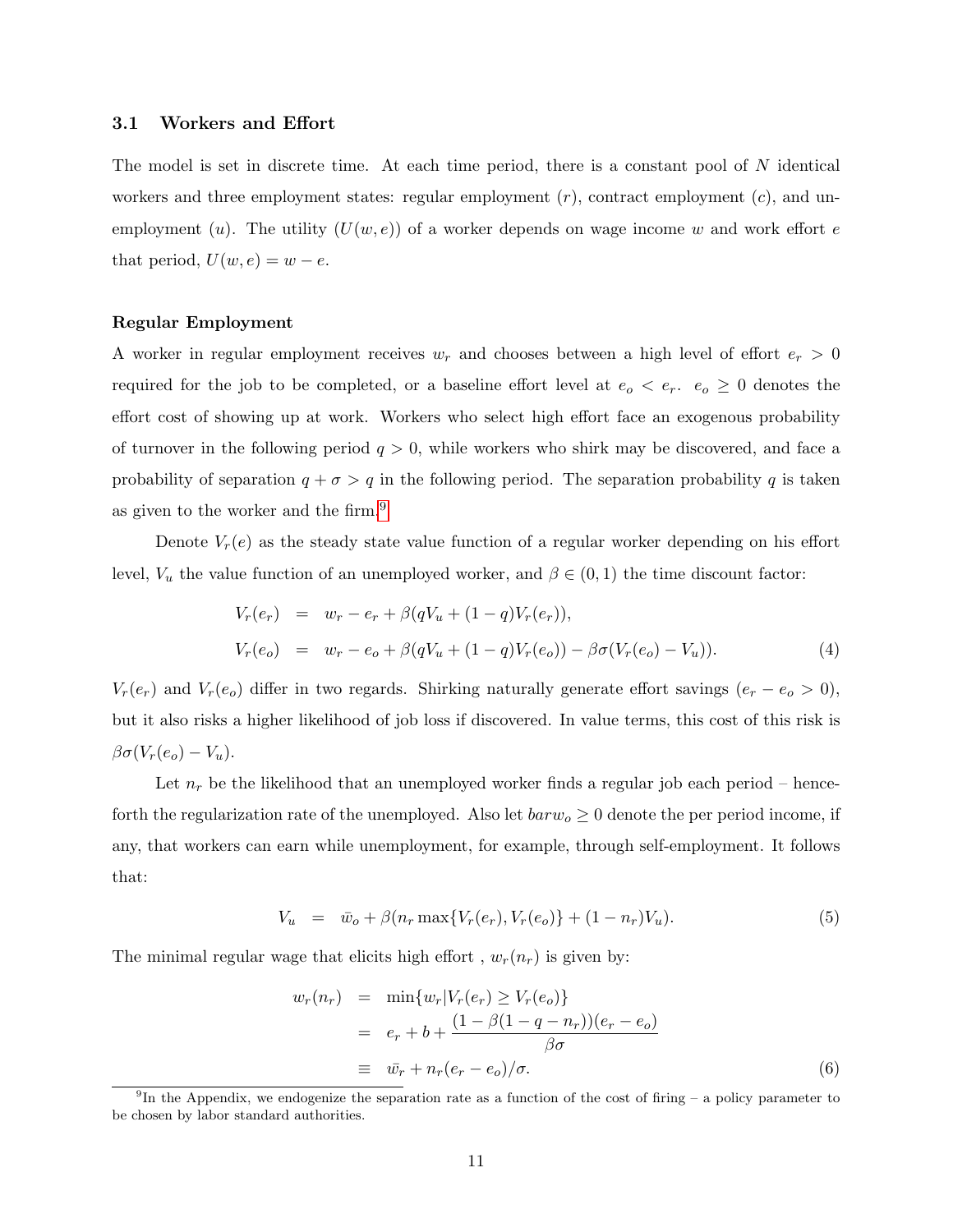### 3.1 Workers and Effort

The model is set in discrete time. At each time period, there is a constant pool of $N$ identical workers and three employment states: regular employment ($r$), contract employment ($c$), and unemployment ($u$). The utility ($U(w, e)$) of a worker depends on wage income $w$ and work effort $e$ that period, $U(w, e) = w - e$.

**Regular Employment**

A worker in regular employment receives $w_r$ and chooses between a high level of effort $e_r > 0$ required for the job to be completed, or a baseline effort level at $e_o < e_r$. $e_o \geq 0$ denotes the effort cost of showing up at work. Workers who select high effort face an exogenous probability of turnover in the following period $q > 0$, while workers who shirk may be discovered, and face a probability of separation $q + \sigma > q$ in the following period. The separation probability $q$ is taken as given to the worker and the firm.[9]

Denote $V_r(e)$ as the steady state value function of a regular worker depending on his effort level, $V_u$ the value function of an unemployed worker, and $\beta \in (0, 1)$ the time discount factor:

$$
\begin{aligned}
V_r(e_r) &= w_r - e_r + \beta(qV_u + (1-q)V_r(e_r)), \\
V_r(e_o) &= w_r - e_o + \beta(qV_u + (1-q)V_r(e_o)) - \beta\sigma(V_r(e_o) - V_u)).
\end{aligned} \tag{4}
$$

$V_r(e_r)$ and $V_r(e_o)$ differ in two regards. Shirking naturally generate effort savings ($e_r - e_o > 0$), but it also risks a higher likelihood of job loss if discovered. In value terms, this cost of this risk is $\beta\sigma(V_r(e_o) - V_u)$.

Let $n_r$ be the likelihood that an unemployed worker finds a regular job each period – henceforth the regularization rate of the unemployed. Also let $barw_o \geq 0$ denote the per period income, if any, that workers can earn while unemployment, for example, through self-employment. It follows that:

$$
V_u = \bar{w_o} + \beta(n_r \max\{V_r(e_r), V_r(e_o)\} + (1 - n_r)V_u). \tag{5}
$$

The minimal regular wage that elicits high effort , $w_r(n_r)$ is given by:

$$
\begin{aligned}
w_r(n_r) &= \min\{w_r | V_r(e_r) \geq V_r(e_o)\} \\
&= e_r + b + \frac{(1 - \beta(1 - q - n_r))(e_r - e_o)}{\beta\sigma} \\
&\equiv \bar{w_r} + n_r(e_r - e_o)/\sigma.
\end{aligned} \tag{6}
$$

[9] In the Appendix, we endogenize the separation rate as a function of the cost of firing – a policy parameter to be chosen by labor standard authorities.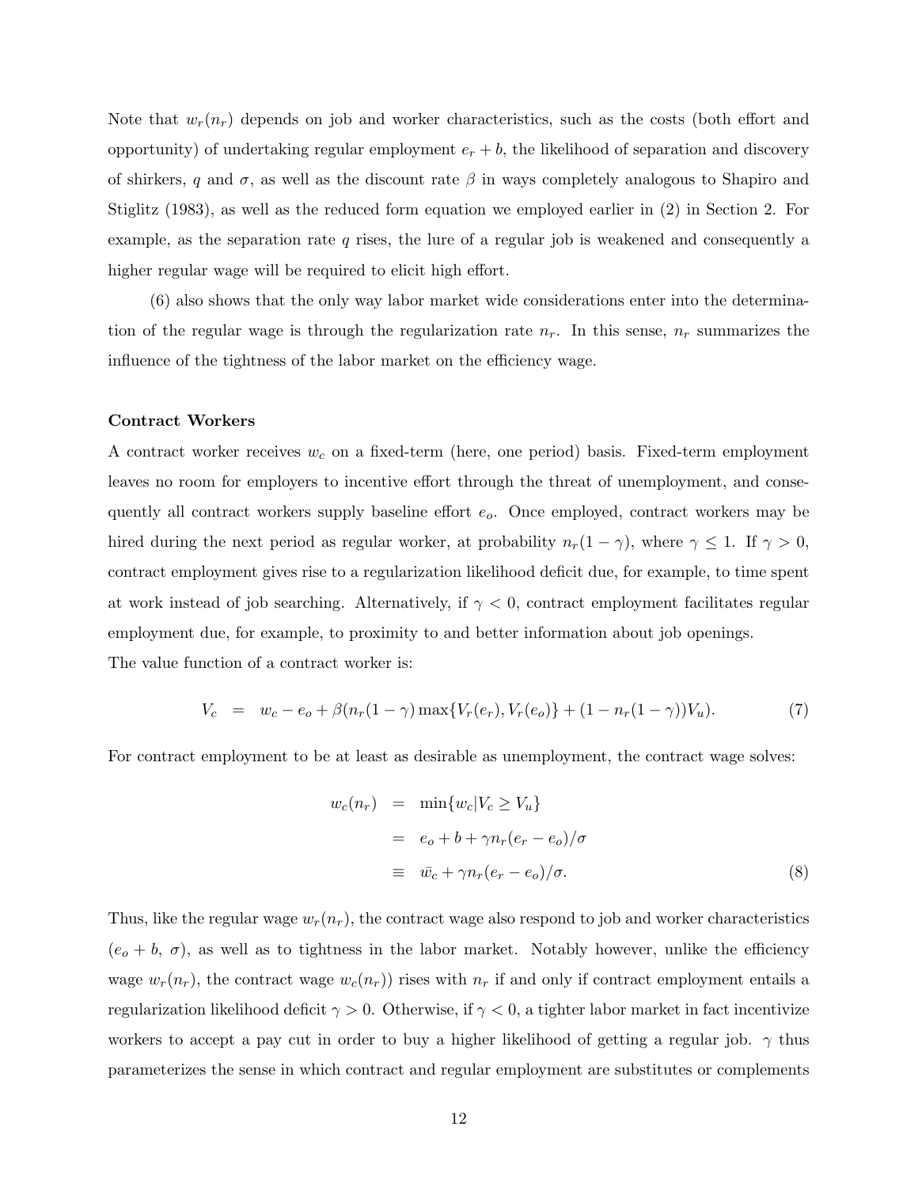Note that $w_r(n_r)$ depends on job and worker characteristics, such as the costs (both effort and opportunity) of undertaking regular employment $e_r + b$, the likelihood of separation and discovery of shirkers, $q$ and $\sigma$, as well as the discount rate $\beta$ in ways completely analogous to Shapiro and Stiglitz (1983), as well as the reduced form equation we employed earlier in (2) in Section 2. For example, as the separation rate $q$ rises, the lure of a regular job is weakened and consequently a higher regular wage will be required to elicit high effort.

(6) also shows that the only way labor market wide considerations enter into the determination of the regular wage is through the regularization rate $n_r$. In this sense, $n_r$ summarizes the influence of the tightness of the labor market on the efficiency wage.

**Contract Workers**

A contract worker receives $w_c$ on a fixed-term (here, one period) basis. Fixed-term employment leaves no room for employers to incentive effort through the threat of unemployment, and consequently all contract workers supply baseline effort $e_o$. Once employed, contract workers may be hired during the next period as regular worker, at probability $n_r(1-\gamma)$, where $\gamma \leq 1$. If $\gamma > 0$, contract employment gives rise to a regularization likelihood deficit due, for example, to time spent at work instead of job searching. Alternatively, if $\gamma < 0$, contract employment facilitates regular employment due, for example, to proximity to and better information about job openings.
The value function of a contract worker is:

$$V_c \quad = \quad w_c - e_o + \beta(n_r(1-\gamma)\max\{V_r(e_r), V_r(e_o)\} + (1 - n_r(1-\gamma))V_u). \tag{7}$$

For contract employment to be at least as desirable as unemployment, the contract wage solves:

$$\begin{aligned} w_c(n_r) &= \min\{w_c | V_c \geq V_u\} \\ &= e_o + b + \gamma n_r(e_r - e_o)/\sigma \\ &\equiv \bar{w_c} + \gamma n_r(e_r - e_o)/\sigma. \end{aligned} \tag{8}$$

Thus, like the regular wage $w_r(n_r)$, the contract wage also respond to job and worker characteristics ($e_o + b$, $\sigma$), as well as to tightness in the labor market. Notably however, unlike the efficiency wage $w_r(n_r)$, the contract wage $w_c(n_r)$) rises with $n_r$ if and only if contract employment entails a regularization likelihood deficit $\gamma > 0$. Otherwise, if $\gamma < 0$, a tighter labor market in fact incentivize workers to accept a pay cut in order to buy a higher likelihood of getting a regular job. $\gamma$ thus parameterizes the sense in which contract and regular employment are substitutes or complements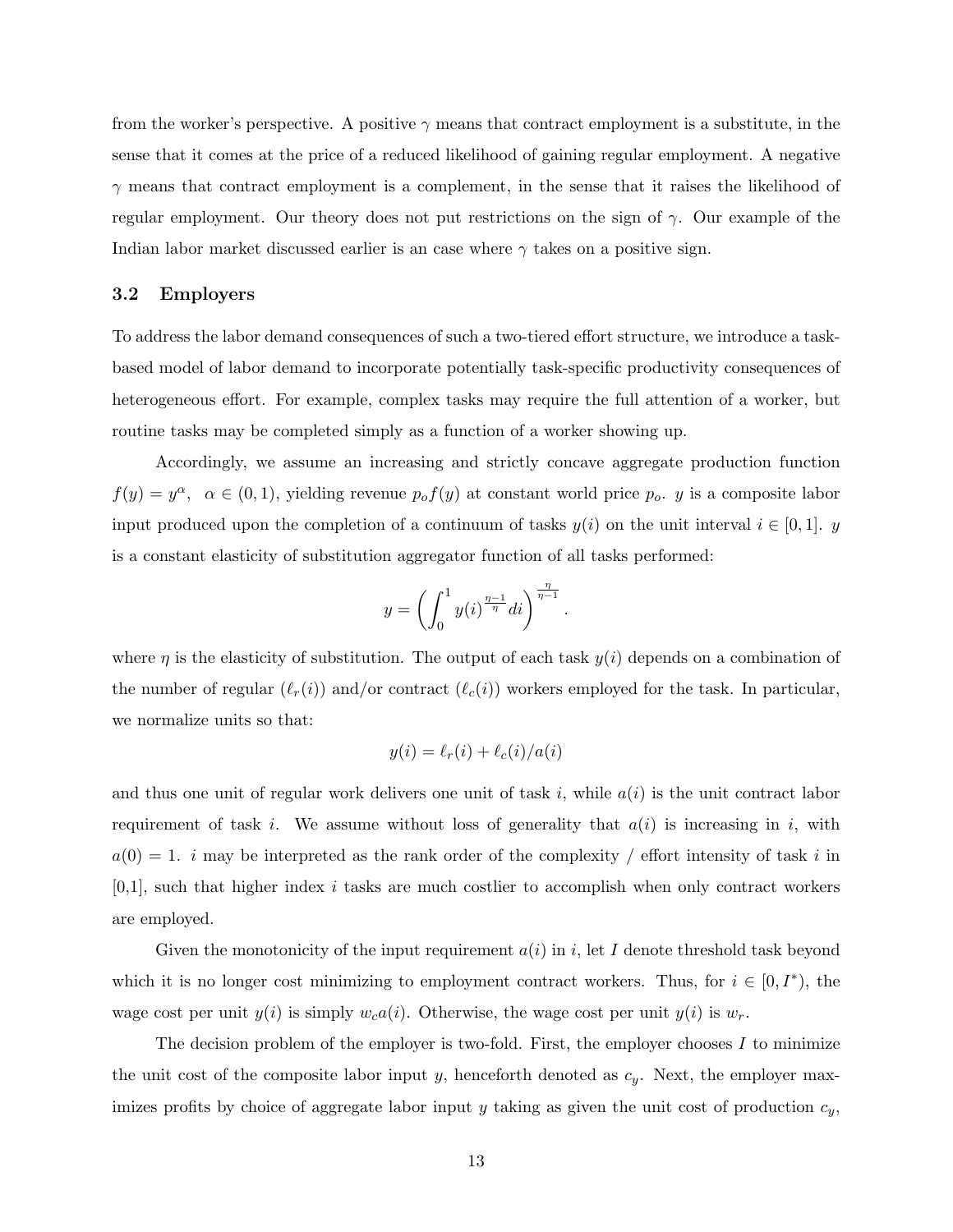from the worker's perspective. A positive $\gamma$ means that contract employment is a substitute, in the sense that it comes at the price of a reduced likelihood of gaining regular employment. A negative $\gamma$ means that contract employment is a complement, in the sense that it raises the likelihood of regular employment. Our theory does not put restrictions on the sign of $\gamma$. Our example of the Indian labor market discussed earlier is an case where $\gamma$ takes on a positive sign.

## 3.2 Employers

To address the labor demand consequences of such a two-tiered effort structure, we introduce a task-based model of labor demand to incorporate potentially task-specific productivity consequences of heterogeneous effort. For example, complex tasks may require the full attention of a worker, but routine tasks may be completed simply as a function of a worker showing up.

Accordingly, we assume an increasing and strictly concave aggregate production function $f(y) = y^{\alpha}$, $\alpha \in (0, 1)$, yielding revenue $p_o f(y)$ at constant world price $p_o$. $y$ is a composite labor input produced upon the completion of a continuum of tasks $y(i)$ on the unit interval $i \in [0, 1]$. $y$ is a constant elasticity of substitution aggregator function of all tasks performed:

$$y = \left( \int_0^1 y(i)^{\frac{\eta-1}{\eta}} di \right)^{\frac{\eta}{\eta-1}}.$$

where $\eta$ is the elasticity of substitution. The output of each task $y(i)$ depends on a combination of the number of regular ($\ell_r(i)$) and/or contract ($\ell_c(i)$) workers employed for the task. In particular, we normalize units so that:

$$y(i) = \ell_r(i) + \ell_c(i)/a(i)$$

and thus one unit of regular work delivers one unit of task $i$, while $a(i)$ is the unit contract labor requirement of task $i$. We assume without loss of generality that $a(i)$ is increasing in $i$, with $a(0) = 1$. $i$ may be interpreted as the rank order of the complexity / effort intensity of task $i$ in [0,1], such that higher index $i$ tasks are much costlier to accomplish when only contract workers are employed.

Given the monotonicity of the input requirement $a(i)$ in $i$, let $I$ denote threshold task beyond which it is no longer cost minimizing to employment contract workers. Thus, for $i \in [0, I^*)$, the wage cost per unit $y(i)$ is simply $w_c a(i)$. Otherwise, the wage cost per unit $y(i)$ is $w_r$.

The decision problem of the employer is two-fold. First, the employer chooses $I$ to minimize the unit cost of the composite labor input $y$, henceforth denoted as $c_y$. Next, the employer maximizes profits by choice of aggregate labor input $y$ taking as given the unit cost of production $c_y$,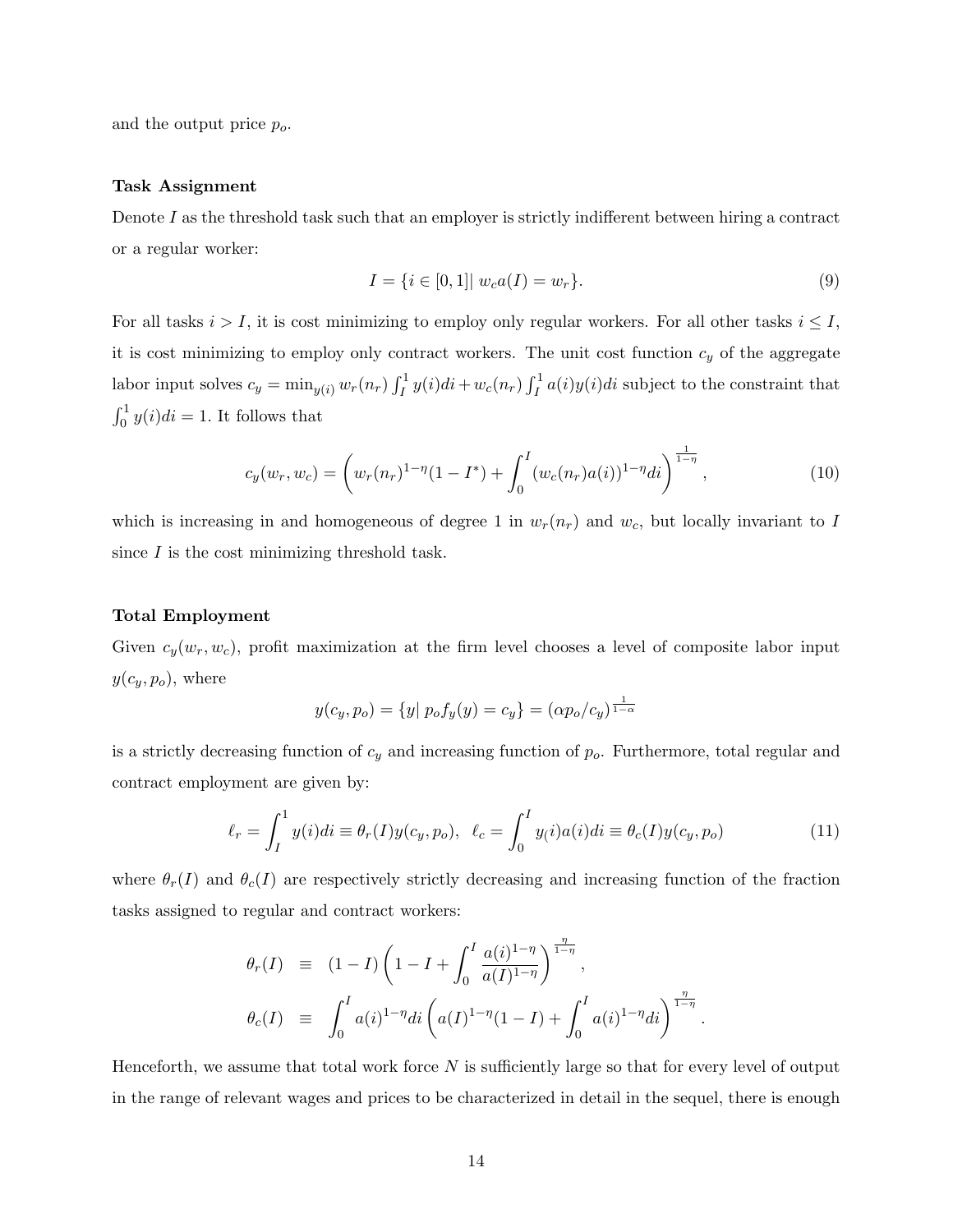and the output price $p_o$.

**Task Assignment**

Denote $I$ as the threshold task such that an employer is strictly indifferent between hiring a contract or a regular worker:

$$I = \{i \in [0,1] |\ w_c a(I) = w_r\}. \tag{9}$$

For all tasks $i > I$, it is cost minimizing to employ only regular workers. For all other tasks $i \leq I$, it is cost minimizing to employ only contract workers. The unit cost function $c_y$ of the aggregate labor input solves $c_y = \min_{y(i)} w_r(n_r) \int_I^1 y(i)di + w_c(n_r) \int_I^1 a(i)y(i)di$ subject to the constraint that $\int_0^1 y(i)di = 1$. It follows that

$$c_y(w_r, w_c) = \left( w_r(n_r)^{1-\eta}(1 - I^*) + \int_0^I (w_c(n_r)a(i))^{1-\eta} di \right)^{\frac{1}{1-\eta}}, \tag{10}$$

which is increasing in and homogeneous of degree 1 in $w_r(n_r)$ and $w_c$, but locally invariant to $I$ since $I$ is the cost minimizing threshold task.

**Total Employment**

Given $c_y(w_r, w_c)$, profit maximization at the firm level chooses a level of composite labor input $y(c_y, p_o)$, where

$$y(c_y, p_o) = \{y |\ p_o f_y(y) = c_y\} = (\alpha p_o / c_y)^{\frac{1}{1-\alpha}}$$

is a strictly decreasing function of $c_y$ and increasing function of $p_o$. Furthermore, total regular and contract employment are given by:

$$\ell_r = \int_I^1 y(i)di \equiv \theta_r(I) y(c_y, p_o), \;\; \ell_c = \int_0^I y_(i)a(i)di \equiv \theta_c(I) y(c_y, p_o) \tag{11}$$

where $\theta_r(I)$ and $\theta_c(I)$ are respectively strictly decreasing and increasing function of the fraction tasks assigned to regular and contract workers:

$$\begin{aligned}
\theta_r(I) &\equiv (1 - I) \left( 1 - I + \int_0^I \frac{a(i)^{1-\eta}}{a(I)^{1-\eta}} \right)^{\frac{\eta}{1-\eta}}, \\
\theta_c(I) &\equiv \int_0^I a(i)^{1-\eta} di \left( a(I)^{1-\eta}(1 - I) + \int_0^I a(i)^{1-\eta} di \right)^{\frac{\eta}{1-\eta}}.
\end{aligned}$$

Henceforth, we assume that total work force $N$ is sufficiently large so that for every level of output in the range of relevant wages and prices to be characterized in detail in the sequel, there is enough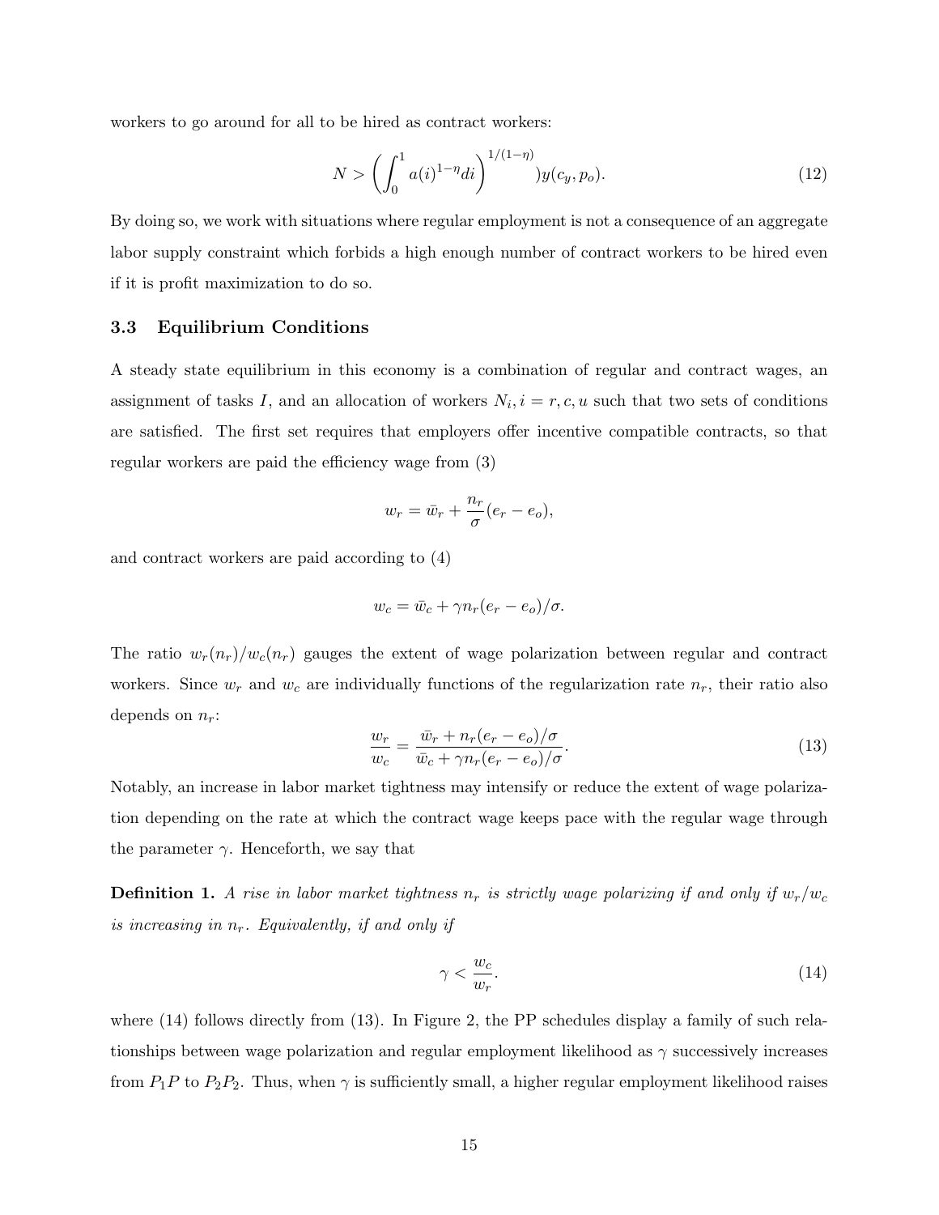workers to go around for all to be hired as contract workers:

$$N > \left( \int_0^1 a(i)^{1-\eta} di \right)^{1/(1-\eta)} )y(c_y, p_o). \tag{12}$$

By doing so, we work with situations where regular employment is not a consequence of an aggregate labor supply constraint which forbids a high enough number of contract workers to be hired even if it is profit maximization to do so.

### 3.3 Equilibrium Conditions

A steady state equilibrium in this economy is a combination of regular and contract wages, an assignment of tasks $I$, and an allocation of workers $N_i, i = r, c, u$ such that two sets of conditions are satisfied. The first set requires that employers offer incentive compatible contracts, so that regular workers are paid the efficiency wage from (3)

$$w_r = \bar{w}_r + \frac{n_r}{\sigma}(e_r - e_o),$$

and contract workers are paid according to (4)

$$w_c = \bar{w}_c + \gamma n_r (e_r - e_o)/\sigma.$$

The ratio $w_r(n_r)/w_c(n_r)$ gauges the extent of wage polarization between regular and contract workers. Since $w_r$ and $w_c$ are individually functions of the regularization rate $n_r$, their ratio also depends on $n_r$:

$$\frac{w_r}{w_c} = \frac{\bar{w}_r + n_r(e_r - e_o)/\sigma}{\bar{w}_c + \gamma n_r (e_r - e_o)/\sigma}. \tag{13}$$

Notably, an increase in labor market tightness may intensify or reduce the extent of wage polarization depending on the rate at which the contract wage keeps pace with the regular wage through the parameter $\gamma$. Henceforth, we say that

**Definition 1.** *A rise in labor market tightness $n_r$ is strictly wage polarizing if and only if $w_r/w_c$ is increasing in $n_r$. Equivalently, if and only if*

$$\gamma < \frac{w_c}{w_r}. \tag{14}$$

where (14) follows directly from (13). In Figure 2, the PP schedules display a family of such relationships between wage polarization and regular employment likelihood as $\gamma$ successively increases from $P_1P$ to $P_2P_2$. Thus, when $\gamma$ is sufficiently small, a higher regular employment likelihood raises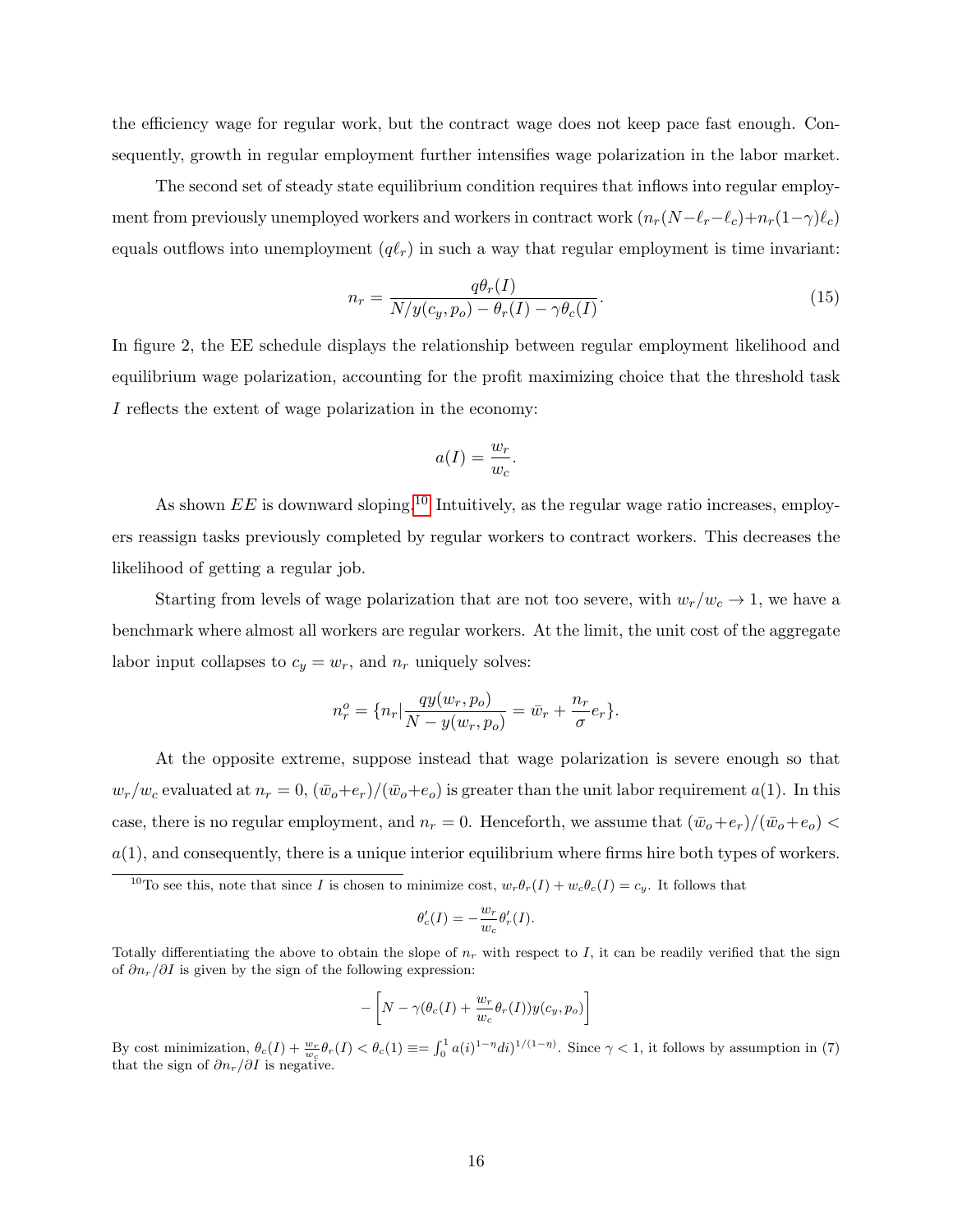the efficiency wage for regular work, but the contract wage does not keep pace fast enough. Consequently, growth in regular employment further intensifies wage polarization in the labor market.

The second set of steady state equilibrium condition requires that inflows into regular employment from previously unemployed workers and workers in contract work ($n_r(N-\ell_r-\ell_c)+n_r(1-\gamma)\ell_c$) equals outflows into unemployment ($q\ell_r$) in such a way that regular employment is time invariant:

$$n_r = \frac{q\theta_r(I)}{N/y(c_y,p_o) - \theta_r(I) - \gamma\theta_c(I)}. \tag{15}$$

In figure 2, the EE schedule displays the relationship between regular employment likelihood and equilibrium wage polarization, accounting for the profit maximizing choice that the threshold task $I$ reflects the extent of wage polarization in the economy:

$$a(I) = \frac{w_r}{w_c}.$$

As shown $EE$ is downward sloping.[10] Intuitively, as the regular wage ratio increases, employers reassign tasks previously completed by regular workers to contract workers. This decreases the likelihood of getting a regular job.

Starting from levels of wage polarization that are not too severe, with $w_r/w_c \to 1$, we have a benchmark where almost all workers are regular workers. At the limit, the unit cost of the aggregate labor input collapses to $c_y = w_r$, and $n_r$ uniquely solves:

$$n_r^o = \{n_r | \frac{qy(w_r,p_o)}{N - y(w_r,p_o)} = \bar{w}_r + \frac{n_r}{\sigma}e_r\}.$$

At the opposite extreme, suppose instead that wage polarization is severe enough so that $w_r/w_c$ evaluated at $n_r = 0$, $(\bar{w}_o+e_r)/(\bar{w}_o+e_o)$ is greater than the unit labor requirement $a(1)$. In this case, there is no regular employment, and $n_r = 0$. Henceforth, we assume that $(\bar{w}_o+e_r)/(\bar{w}_o+e_o) < a(1)$, and consequently, there is a unique interior equilibrium where firms hire both types of workers.

[10] To see this, note that since $I$ is chosen to minimize cost, $w_r\theta_r(I) + w_c\theta_c(I) = c_y$. It follows that

$$\theta_c'(I) = -\frac{w_r}{w_c}\theta_r'(I).$$

Totally differentiating the above to obtain the slope of $n_r$ with respect to $I$, it can be readily verified that the sign of $\partial n_r/\partial I$ is given by the sign of the following expression:

$$-\left[N - \gamma(\theta_c(I) + \frac{w_r}{w_c}\theta_r(I))y(c_y,p_o)\right]$$

By cost minimization, $\theta_c(I) + \frac{w_r}{w_c}\theta_r(I) < \theta_c(1) \equiv= \int_0^1 a(i)^{1-\eta}di)^{1/(1-\eta)}$. Since $\gamma < 1$, it follows by assumption in (7) that the sign of $\partial n_r/\partial I$ is negative.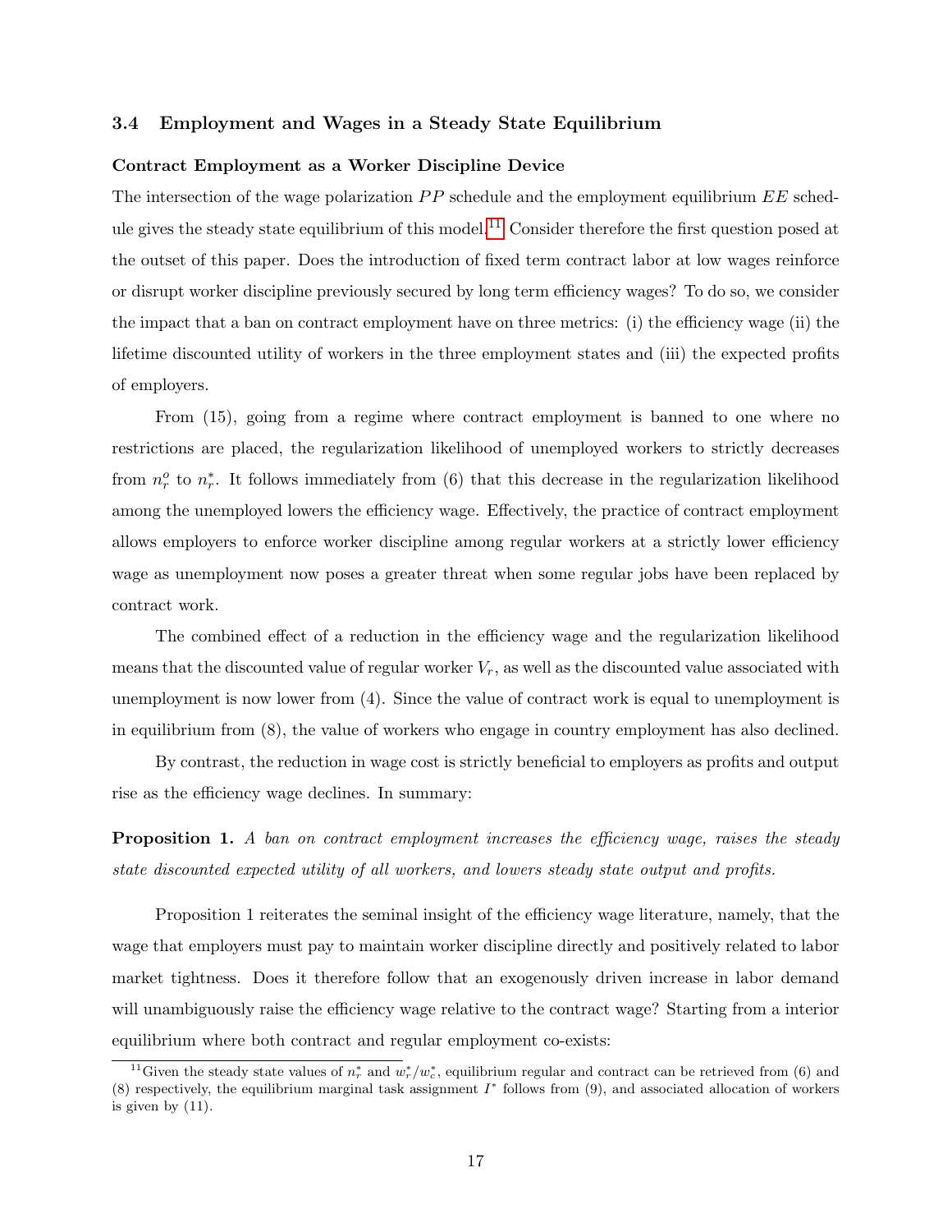### 3.4 Employment and Wages in a Steady State Equilibrium

**Contract Employment as a Worker Discipline Device**

The intersection of the wage polarization $PP$ schedule and the employment equilibrium $EE$ schedule gives the steady state equilibrium of this model.[11] Consider therefore the first question posed at the outset of this paper. Does the introduction of fixed term contract labor at low wages reinforce or disrupt worker discipline previously secured by long term efficiency wages? To do so, we consider the impact that a ban on contract employment have on three metrics: (i) the efficiency wage (ii) the lifetime discounted utility of workers in the three employment states and (iii) the expected profits of employers.

From (15), going from a regime where contract employment is banned to one where no restrictions are placed, the regularization likelihood of unemployed workers to strictly decreases from $n_r^o$ to $n_r^*$. It follows immediately from (6) that this decrease in the regularization likelihood among the unemployed lowers the efficiency wage. Effectively, the practice of contract employment allows employers to enforce worker discipline among regular workers at a strictly lower efficiency wage as unemployment now poses a greater threat when some regular jobs have been replaced by contract work.

The combined effect of a reduction in the efficiency wage and the regularization likelihood means that the discounted value of regular worker $V_r$, as well as the discounted value associated with unemployment is now lower from (4). Since the value of contract work is equal to unemployment is in equilibrium from (8), the value of workers who engage in country employment has also declined.

By contrast, the reduction in wage cost is strictly beneficial to employers as profits and output rise as the efficiency wage declines. In summary:

**Proposition 1.** *A ban on contract employment increases the efficiency wage, raises the steady state discounted expected utility of all workers, and lowers steady state output and profits.*

Proposition 1 reiterates the seminal insight of the efficiency wage literature, namely, that the wage that employers must pay to maintain worker discipline directly and positively related to labor market tightness. Does it therefore follow that an exogenously driven increase in labor demand will unambiguously raise the efficiency wage relative to the contract wage? Starting from a interior equilibrium where both contract and regular employment co-exists:

[11] Given the steady state values of $n_r^*$ and $w_r^*/w_c^*$, equilibrium regular and contract can be retrieved from (6) and (8) respectively, the equilibrium marginal task assignment $I^*$ follows from (9), and associated allocation of workers is given by (11).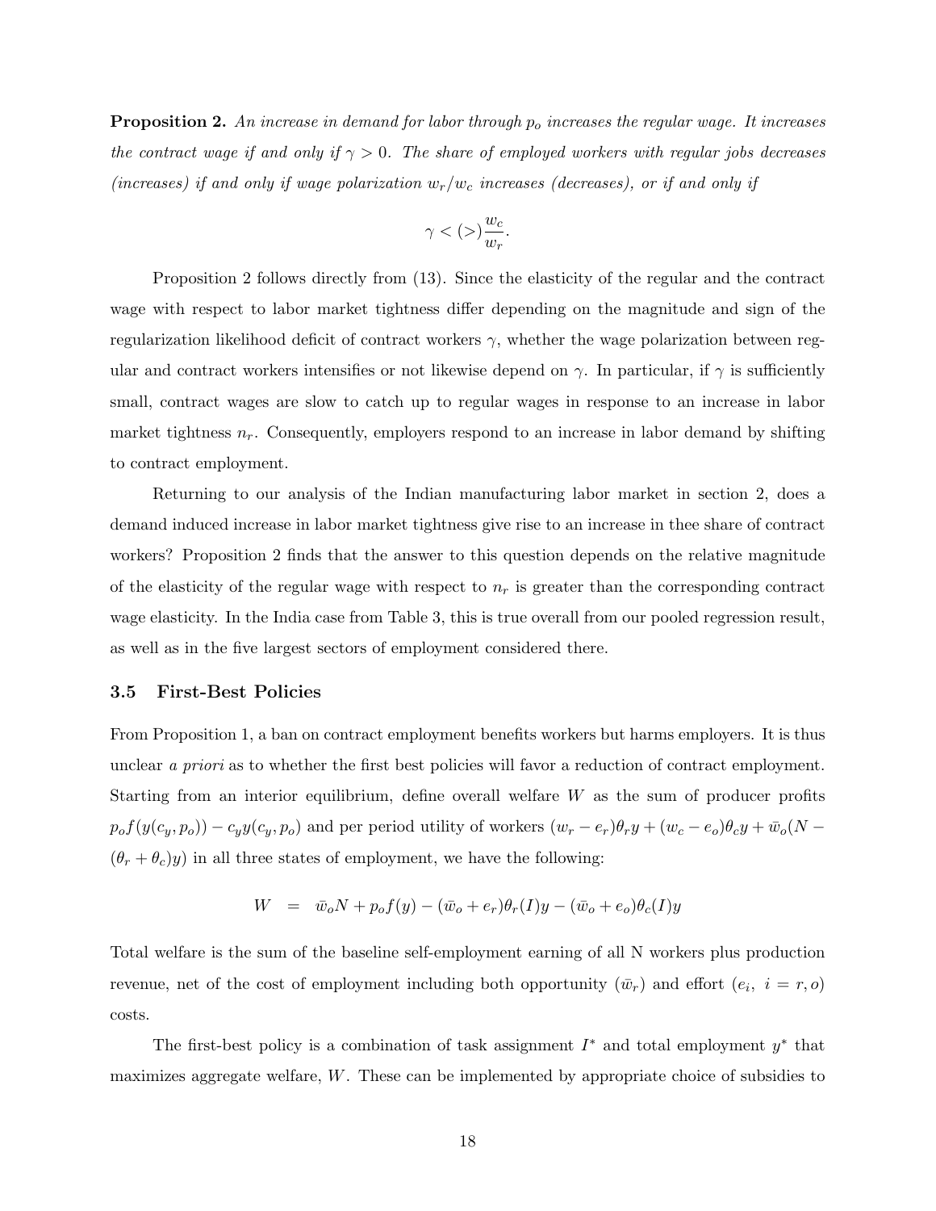**Proposition 2.** *An increase in demand for labor through $p_o$ increases the regular wage. It increases the contract wage if and only if $\gamma > 0$. The share of employed workers with regular jobs decreases (increases) if and only if wage polarization $w_r/w_c$ increases (decreases), or if and only if*

$$\gamma < (>) \frac{w_c}{w_r}.$$

Proposition 2 follows directly from (13). Since the elasticity of the regular and the contract wage with respect to labor market tightness differ depending on the magnitude and sign of the regularization likelihood deficit of contract workers $\gamma$, whether the wage polarization between regular and contract workers intensifies or not likewise depend on $\gamma$. In particular, if $\gamma$ is sufficiently small, contract wages are slow to catch up to regular wages in response to an increase in labor market tightness $n_r$. Consequently, employers respond to an increase in labor demand by shifting to contract employment.

Returning to our analysis of the Indian manufacturing labor market in section 2, does a demand induced increase in labor market tightness give rise to an increase in thee share of contract workers? Proposition 2 finds that the answer to this question depends on the relative magnitude of the elasticity of the regular wage with respect to $n_r$ is greater than the corresponding contract wage elasticity. In the India case from Table 3, this is true overall from our pooled regression result, as well as in the five largest sectors of employment considered there.

### 3.5 First-Best Policies

From Proposition 1, a ban on contract employment benefits workers but harms employers. It is thus unclear *a priori* as to whether the first best policies will favor a reduction of contract employment. Starting from an interior equilibrium, define overall welfare $W$ as the sum of producer profits $p_o f(y(c_y, p_o)) - c_y y(c_y, p_o)$ and per period utility of workers $(w_r - e_r)\theta_r y + (w_c - e_o)\theta_c y + \bar{w}_o(N - (\theta_r + \theta_c)y)$ in all three states of employment, we have the following:

$$W = \bar{w}_o N + p_o f(y) - (\bar{w}_o + e_r)\theta_r(I)y - (\bar{w}_o + e_o)\theta_c(I)y$$

Total welfare is the sum of the baseline self-employment earning of all N workers plus production revenue, net of the cost of employment including both opportunity ($\bar{w}_r$) and effort ($e_i,\ i = r, o$) costs.

The first-best policy is a combination of task assignment $I^*$ and total employment $y^*$ that maximizes aggregate welfare, $W$. These can be implemented by appropriate choice of subsidies to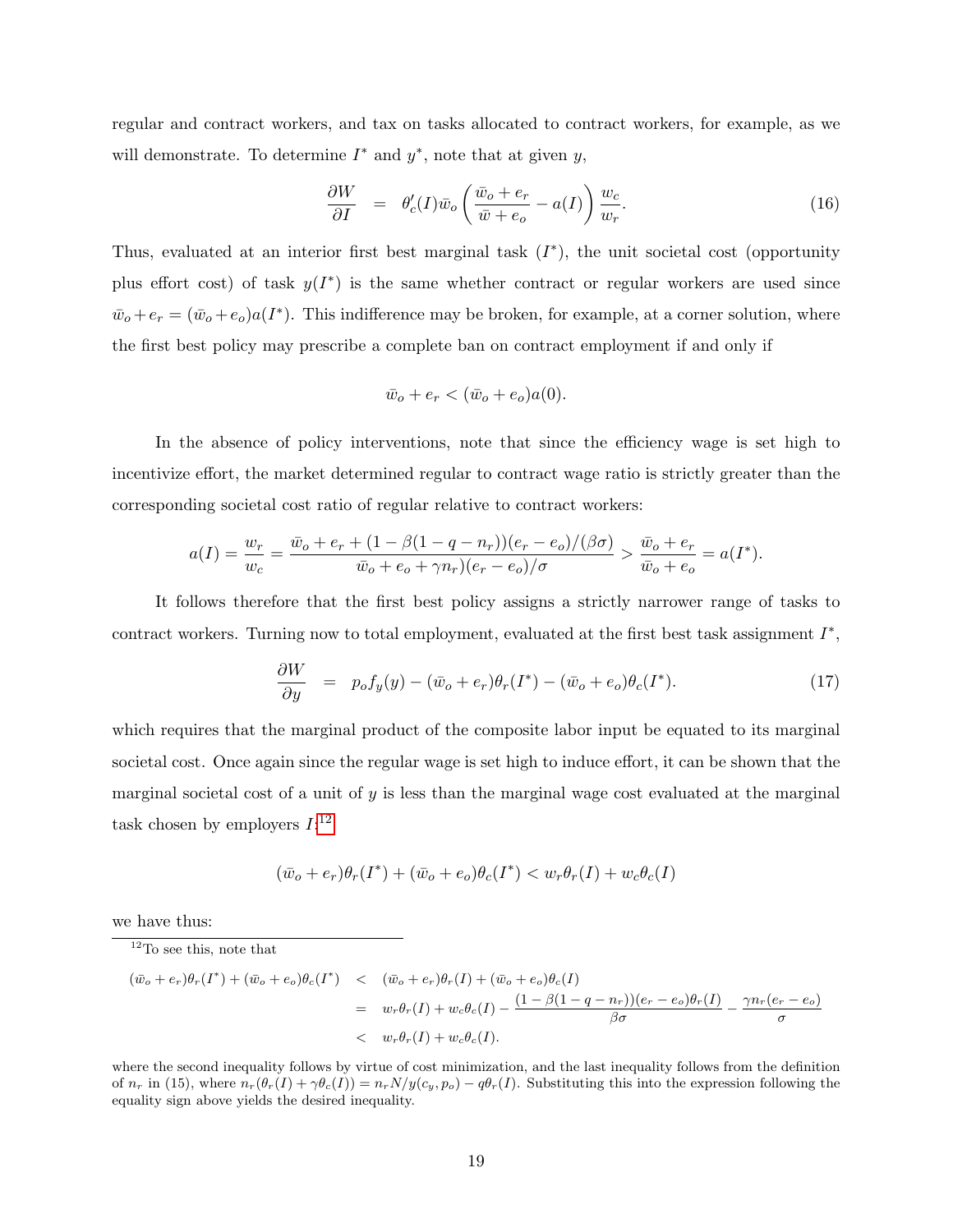regular and contract workers, and tax on tasks allocated to contract workers, for example, as we will demonstrate. To determine $I^*$ and $y^*$, note that at given $y$,

$$\frac{\partial W}{\partial I} \quad = \quad \theta_c'(I)\bar{w}_o\left(\frac{\bar{w}_o + e_r}{\bar{w} + e_o} - a(I)\right)\frac{w_c}{w_r}. \tag{16}$$

Thus, evaluated at an interior first best marginal task ($I^*$), the unit societal cost (opportunity plus effort cost) of task $y(I^*)$ is the same whether contract or regular workers are used since $\bar{w}_o + e_r = (\bar{w}_o + e_o)a(I^*)$. This indifference may be broken, for example, at a corner solution, where the first best policy may prescribe a complete ban on contract employment if and only if

$$\bar{w}_o + e_r < (\bar{w}_o + e_o)a(0).$$

In the absence of policy interventions, note that since the efficiency wage is set high to incentivize effort, the market determined regular to contract wage ratio is strictly greater than the corresponding societal cost ratio of regular relative to contract workers:

$$a(I) = \frac{w_r}{w_c} = \frac{\bar{w}_o + e_r + (1 - \beta(1 - q - n_r))(e_r - e_o)/(\beta\sigma)}{\bar{w}_o + e_o + \gamma n_r)(e_r - e_o)/\sigma} > \frac{\bar{w}_o + e_r}{\bar{w}_o + e_o} = a(I^*).$$

It follows therefore that the first best policy assigns a strictly narrower range of tasks to contract workers. Turning now to total employment, evaluated at the first best task assignment $I^*$,

$$\frac{\partial W}{\partial y} \quad = \quad p_o f_y(y) - (\bar{w}_o + e_r)\theta_r(I^*) - (\bar{w}_o + e_o)\theta_c(I^*). \tag{17}$$

which requires that the marginal product of the composite labor input be equated to its marginal societal cost. Once again since the regular wage is set high to induce effort, it can be shown that the marginal societal cost of a unit of $y$ is less than the marginal wage cost evaluated at the marginal task chosen by employers $I$:[12]

$$(\bar{w}_o + e_r)\theta_r(I^*) + (\bar{w}_o + e_o)\theta_c(I^*) < w_r\theta_r(I) + w_c\theta_c(I)$$

we have thus:

[12] To see this, note that

$$\begin{aligned}(\bar{w}_o + e_r)\theta_r(I^*) + (\bar{w}_o + e_o)\theta_c(I^*) \quad &< \quad (\bar{w}_o + e_r)\theta_r(I) + (\bar{w}_o + e_o)\theta_c(I) \\ &= \quad w_r\theta_r(I) + w_c\theta_c(I) - \frac{(1 - \beta(1 - q - n_r))(e_r - e_o)\theta_r(I)}{\beta\sigma} - \frac{\gamma n_r(e_r - e_o)}{\sigma} \\ &< \quad w_r\theta_r(I) + w_c\theta_c(I).\end{aligned}$$

where the second inequality follows by virtue of cost minimization, and the last inequality follows from the definition of $n_r$ in (15), where $n_r(\theta_r(I) + \gamma\theta_c(I)) = n_r N/y(c_y, p_o) - q\theta_r(I)$. Substituting this into the expression following the equality sign above yields the desired inequality.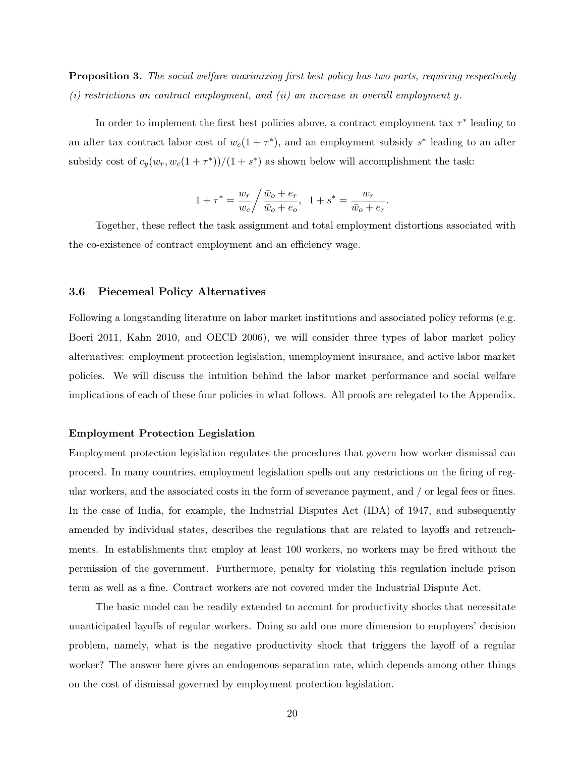**Proposition 3.** *The social welfare maximizing first best policy has two parts, requiring respectively (i) restrictions on contract employment, and (ii) an increase in overall employment $y$.*

In order to implement the first best policies above, a contract employment tax $\tau^*$ leading to an after tax contract labor cost of $w_c(1+\tau^*)$, and an employment subsidy $s^*$ leading to an after subsidy cost of $c_y(w_r, w_c(1+\tau^*))/(1+s^*)$ as shown below will accomplishment the task:

$$1+\tau^* = \frac{w_r}{w_c}\bigg/\frac{\bar{w}_o + e_r}{\bar{w}_o + e_o}, \;\; 1+s^* = \frac{w_r}{\bar{w}_o + e_r}.$$

Together, these reflect the task assignment and total employment distortions associated with the co-existence of contract employment and an efficiency wage.

### 3.6 Piecemeal Policy Alternatives

Following a longstanding literature on labor market institutions and associated policy reforms (e.g. Boeri 2011, Kahn 2010, and OECD 2006), we will consider three types of labor market policy alternatives: employment protection legislation, unemployment insurance, and active labor market policies. We will discuss the intuition behind the labor market performance and social welfare implications of each of these four policies in what follows. All proofs are relegated to the Appendix.

**Employment Protection Legislation**

Employment protection legislation regulates the procedures that govern how worker dismissal can proceed. In many countries, employment legislation spells out any restrictions on the firing of regular workers, and the associated costs in the form of severance payment, and / or legal fees or fines. In the case of India, for example, the Industrial Disputes Act (IDA) of 1947, and subsequently amended by individual states, describes the regulations that are related to layoffs and retrenchments. In establishments that employ at least 100 workers, no workers may be fired without the permission of the government. Furthermore, penalty for violating this regulation include prison term as well as a fine. Contract workers are not covered under the Industrial Dispute Act.

The basic model can be readily extended to account for productivity shocks that necessitate unanticipated layoffs of regular workers. Doing so add one more dimension to employers' decision problem, namely, what is the negative productivity shock that triggers the layoff of a regular worker? The answer here gives an endogenous separation rate, which depends among other things on the cost of dismissal governed by employment protection legislation.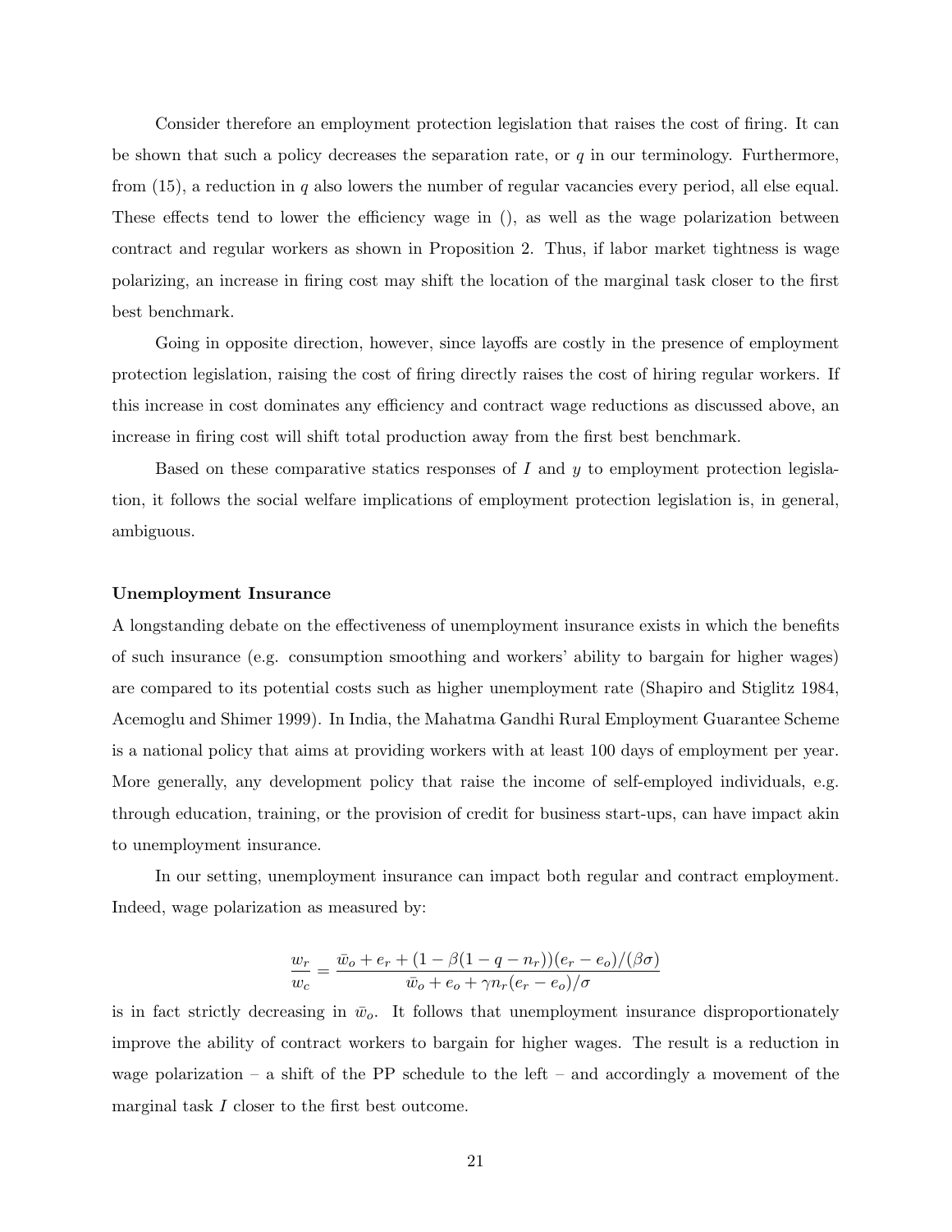Consider therefore an employment protection legislation that raises the cost of firing. It can be shown that such a policy decreases the separation rate, or $q$ in our terminology. Furthermore, from (15), a reduction in $q$ also lowers the number of regular vacancies every period, all else equal. These effects tend to lower the efficiency wage in (), as well as the wage polarization between contract and regular workers as shown in Proposition 2. Thus, if labor market tightness is wage polarizing, an increase in firing cost may shift the location of the marginal task closer to the first best benchmark.

Going in opposite direction, however, since layoffs are costly in the presence of employment protection legislation, raising the cost of firing directly raises the cost of hiring regular workers. If this increase in cost dominates any efficiency and contract wage reductions as discussed above, an increase in firing cost will shift total production away from the first best benchmark.

Based on these comparative statics responses of $I$ and $y$ to employment protection legislation, it follows the social welfare implications of employment protection legislation is, in general, ambiguous.

**Unemployment Insurance**

A longstanding debate on the effectiveness of unemployment insurance exists in which the benefits of such insurance (e.g. consumption smoothing and workers' ability to bargain for higher wages) are compared to its potential costs such as higher unemployment rate (Shapiro and Stiglitz 1984, Acemoglu and Shimer 1999). In India, the Mahatma Gandhi Rural Employment Guarantee Scheme is a national policy that aims at providing workers with at least 100 days of employment per year. More generally, any development policy that raise the income of self-employed individuals, e.g. through education, training, or the provision of credit for business start-ups, can have impact akin to unemployment insurance.

In our setting, unemployment insurance can impact both regular and contract employment. Indeed, wage polarization as measured by:

$$\frac{w_r}{w_c} = \frac{\bar{w}_o + e_r + (1 - \beta(1 - q - n_r))(e_r - e_o)/(\beta\sigma)}{\bar{w}_o + e_o + \gamma n_r(e_r - e_o)/\sigma}$$

is in fact strictly decreasing in $\bar{w}_o$. It follows that unemployment insurance disproportionately improve the ability of contract workers to bargain for higher wages. The result is a reduction in wage polarization – a shift of the PP schedule to the left – and accordingly a movement of the marginal task $I$ closer to the first best outcome.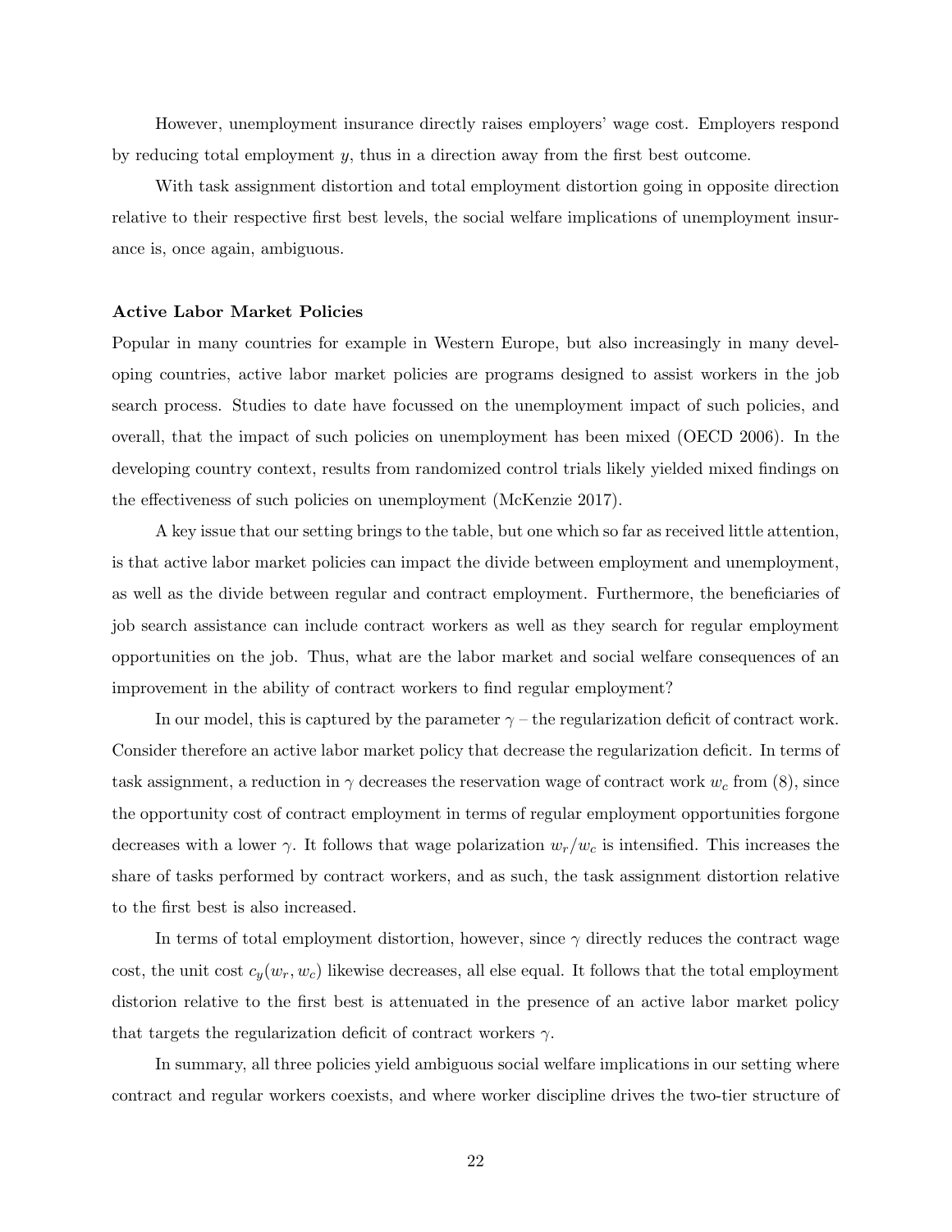However, unemployment insurance directly raises employers' wage cost. Employers respond by reducing total employment $y$, thus in a direction away from the first best outcome.

With task assignment distortion and total employment distortion going in opposite direction relative to their respective first best levels, the social welfare implications of unemployment insurance is, once again, ambiguous.

**Active Labor Market Policies**

Popular in many countries for example in Western Europe, but also increasingly in many developing countries, active labor market policies are programs designed to assist workers in the job search process. Studies to date have focussed on the unemployment impact of such policies, and overall, that the impact of such policies on unemployment has been mixed (OECD 2006). In the developing country context, results from randomized control trials likely yielded mixed findings on the effectiveness of such policies on unemployment (McKenzie 2017).

A key issue that our setting brings to the table, but one which so far as received little attention, is that active labor market policies can impact the divide between employment and unemployment, as well as the divide between regular and contract employment. Furthermore, the beneficiaries of job search assistance can include contract workers as well as they search for regular employment opportunities on the job. Thus, what are the labor market and social welfare consequences of an improvement in the ability of contract workers to find regular employment?

In our model, this is captured by the parameter $\gamma$ – the regularization deficit of contract work. Consider therefore an active labor market policy that decrease the regularization deficit. In terms of task assignment, a reduction in $\gamma$ decreases the reservation wage of contract work $w_c$ from (8), since the opportunity cost of contract employment in terms of regular employment opportunities forgone decreases with a lower $\gamma$. It follows that wage polarization $w_r/w_c$ is intensified. This increases the share of tasks performed by contract workers, and as such, the task assignment distortion relative to the first best is also increased.

In terms of total employment distortion, however, since $\gamma$ directly reduces the contract wage cost, the unit cost $c_y(w_r, w_c)$ likewise decreases, all else equal. It follows that the total employment distorion relative to the first best is attenuated in the presence of an active labor market policy that targets the regularization deficit of contract workers $\gamma$.

In summary, all three policies yield ambiguous social welfare implications in our setting where contract and regular workers coexists, and where worker discipline drives the two-tier structure of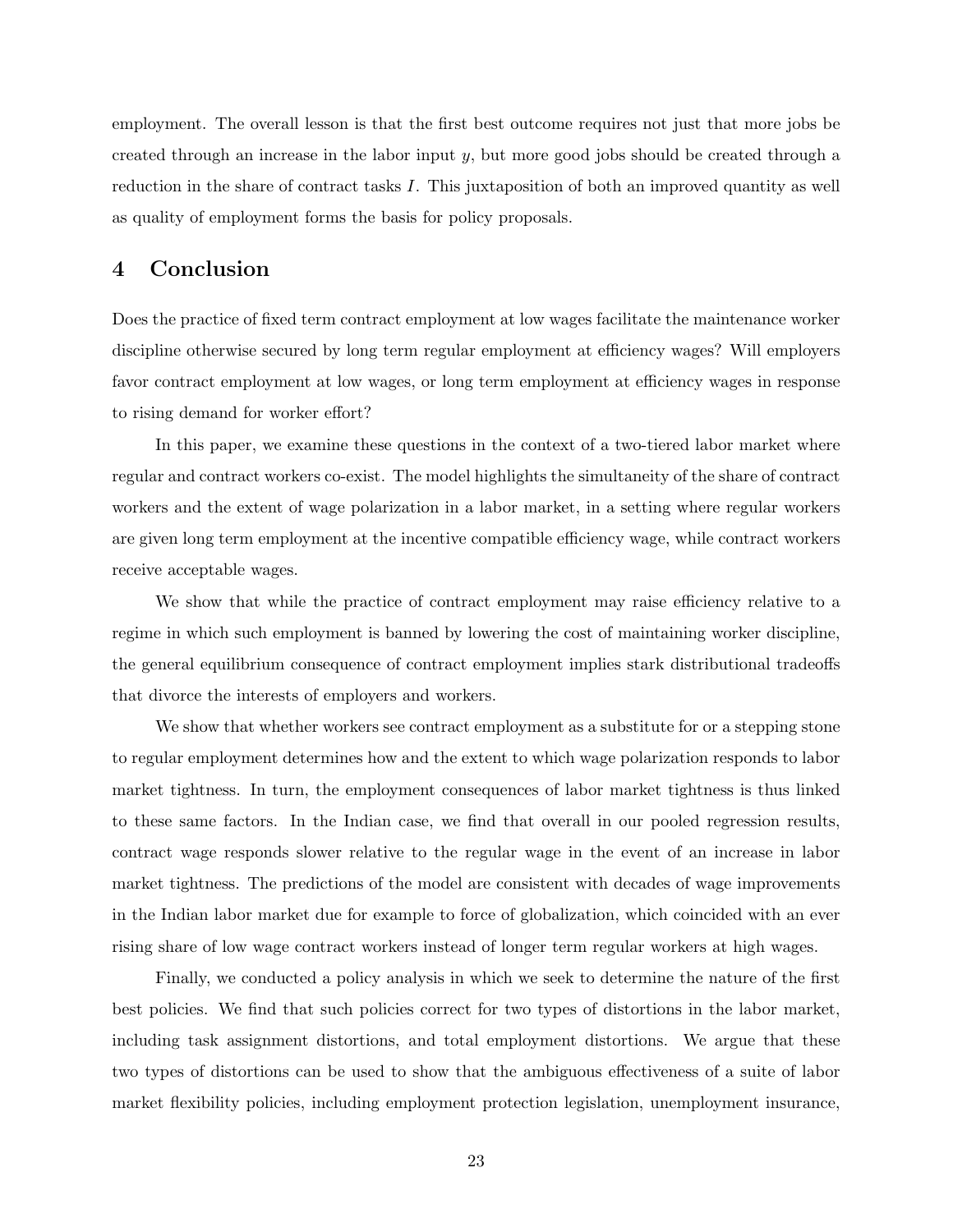employment. The overall lesson is that the first best outcome requires not just that more jobs be created through an increase in the labor input $y$, but more good jobs should be created through a reduction in the share of contract tasks $I$. This juxtaposition of both an improved quantity as well as quality of employment forms the basis for policy proposals.

## 4 Conclusion

Does the practice of fixed term contract employment at low wages facilitate the maintenance worker discipline otherwise secured by long term regular employment at efficiency wages? Will employers favor contract employment at low wages, or long term employment at efficiency wages in response to rising demand for worker effort?

In this paper, we examine these questions in the context of a two-tiered labor market where regular and contract workers co-exist. The model highlights the simultaneity of the share of contract workers and the extent of wage polarization in a labor market, in a setting where regular workers are given long term employment at the incentive compatible efficiency wage, while contract workers receive acceptable wages.

We show that while the practice of contract employment may raise efficiency relative to a regime in which such employment is banned by lowering the cost of maintaining worker discipline, the general equilibrium consequence of contract employment implies stark distributional tradeoffs that divorce the interests of employers and workers.

We show that whether workers see contract employment as a substitute for or a stepping stone to regular employment determines how and the extent to which wage polarization responds to labor market tightness. In turn, the employment consequences of labor market tightness is thus linked to these same factors. In the Indian case, we find that overall in our pooled regression results, contract wage responds slower relative to the regular wage in the event of an increase in labor market tightness. The predictions of the model are consistent with decades of wage improvements in the Indian labor market due for example to force of globalization, which coincided with an ever rising share of low wage contract workers instead of longer term regular workers at high wages.

Finally, we conducted a policy analysis in which we seek to determine the nature of the first best policies. We find that such policies correct for two types of distortions in the labor market, including task assignment distortions, and total employment distortions. We argue that these two types of distortions can be used to show that the ambiguous effectiveness of a suite of labor market flexibility policies, including employment protection legislation, unemployment insurance,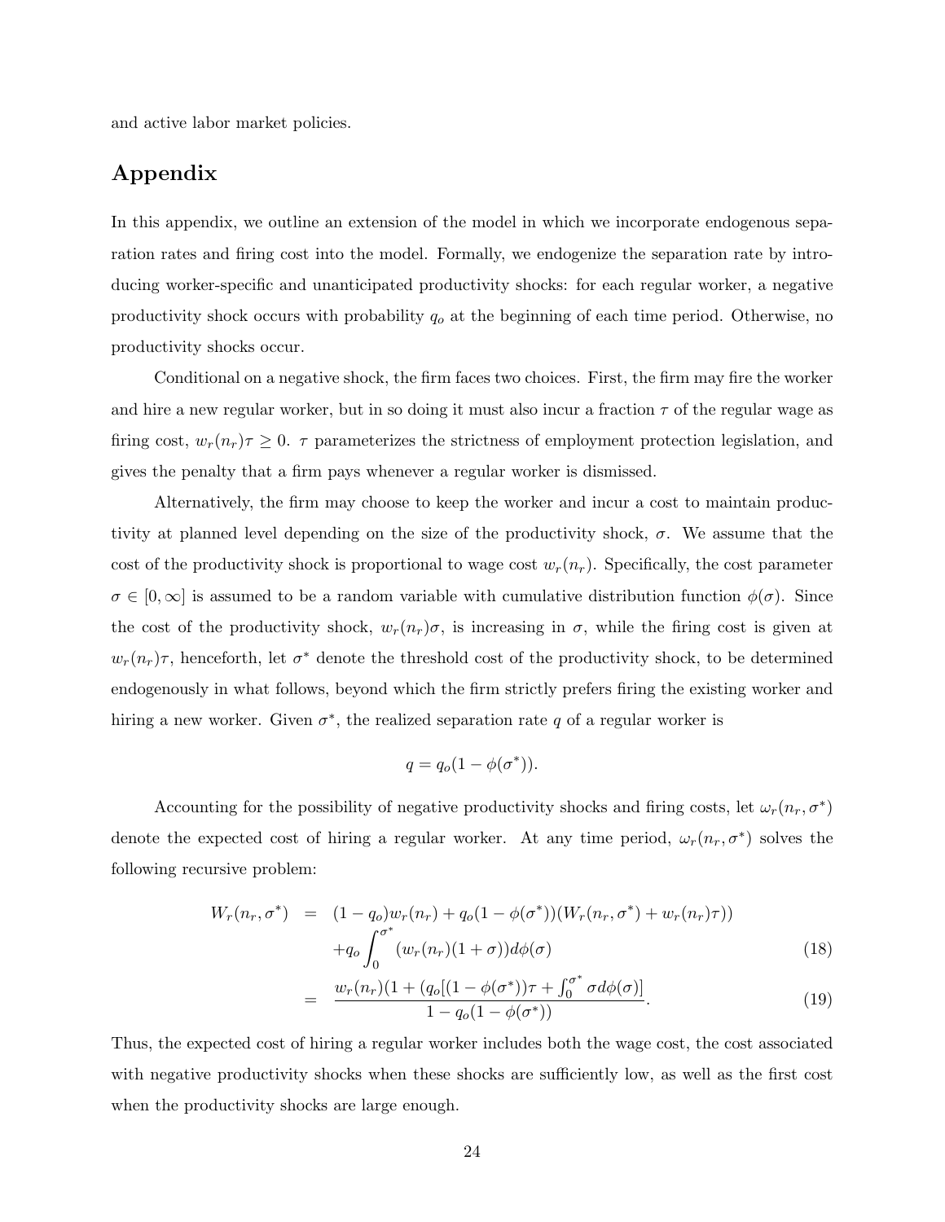and active labor market policies.

## Appendix

In this appendix, we outline an extension of the model in which we incorporate endogenous separation rates and firing cost into the model. Formally, we endogenize the separation rate by introducing worker-specific and unanticipated productivity shocks: for each regular worker, a negative productivity shock occurs with probability $q_o$ at the beginning of each time period. Otherwise, no productivity shocks occur.

Conditional on a negative shock, the firm faces two choices. First, the firm may fire the worker and hire a new regular worker, but in so doing it must also incur a fraction $\tau$ of the regular wage as firing cost, $w_r(n_r)\tau \geq 0$. $\tau$ parameterizes the strictness of employment protection legislation, and gives the penalty that a firm pays whenever a regular worker is dismissed.

Alternatively, the firm may choose to keep the worker and incur a cost to maintain productivity at planned level depending on the size of the productivity shock, $\sigma$. We assume that the cost of the productivity shock is proportional to wage cost $w_r(n_r)$. Specifically, the cost parameter $\sigma \in [0, \infty]$ is assumed to be a random variable with cumulative distribution function $\phi(\sigma)$. Since the cost of the productivity shock, $w_r(n_r)\sigma$, is increasing in $\sigma$, while the firing cost is given at $w_r(n_r)\tau$, henceforth, let $\sigma^*$ denote the threshold cost of the productivity shock, to be determined endogenously in what follows, beyond which the firm strictly prefers firing the existing worker and hiring a new worker. Given $\sigma^*$, the realized separation rate $q$ of a regular worker is

$$q = q_o(1 - \phi(\sigma^*)).$$

Accounting for the possibility of negative productivity shocks and firing costs, let $\omega_r(n_r, \sigma^*)$ denote the expected cost of hiring a regular worker. At any time period, $\omega_r(n_r, \sigma^*)$ solves the following recursive problem:

$$\begin{aligned} W_r(n_r, \sigma^*) &= (1 - q_o)w_r(n_r) + q_o(1 - \phi(\sigma^*))(W_r(n_r, \sigma^*) + w_r(n_r)\tau)) \\ &\quad + q_o \int_0^{\sigma^*} (w_r(n_r)(1 + \sigma))d\phi(\sigma) && (18) \\ &= \frac{w_r(n_r)(1 + (q_o[(1 - \phi(\sigma^*))\tau + \int_0^{\sigma^*} \sigma d\phi(\sigma)]}{1 - q_o(1 - \phi(\sigma^*))}. && (19) \end{aligned}$$

Thus, the expected cost of hiring a regular worker includes both the wage cost, the cost associated with negative productivity shocks when these shocks are sufficiently low, as well as the first cost when the productivity shocks are large enough.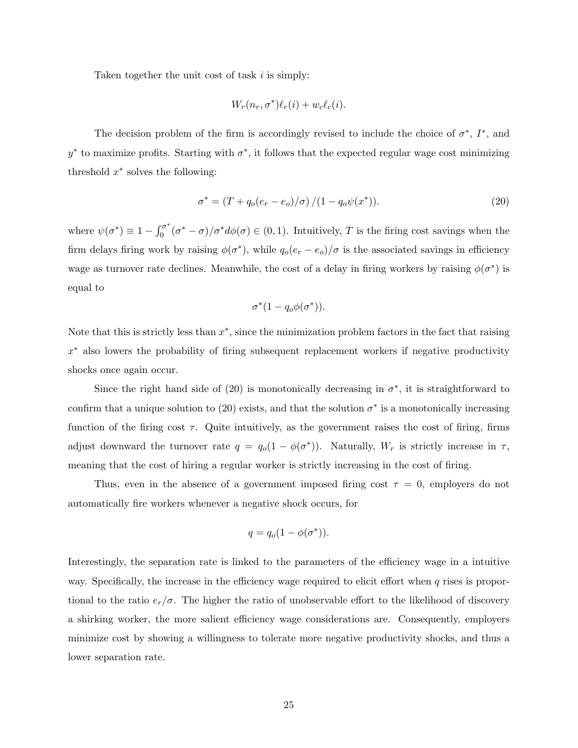Taken together the unit cost of task $i$ is simply:

$$W_r(n_r, \sigma^*)\ell_r(i) + w_c\ell_c(i).$$

The decision problem of the firm is accordingly revised to include the choice of $\sigma^*$, $I^*$, and $y^*$ to maximize profits. Starting with $\sigma^*$, it follows that the expected regular wage cost minimizing threshold $x^*$ solves the following:

$$\sigma^* = \left(T + q_o(e_r - e_o)/\sigma\right)/(1 - q_o\psi(x^*)). \tag{20}$$

where $\psi(\sigma^*) \equiv 1 - \int_0^{\sigma^*}(\sigma^* - \sigma)/\sigma^* d\phi(\sigma) \in (0, 1)$. Intuitively, $T$ is the firing cost savings when the firm delays firing work by raising $\phi(\sigma^*)$, while $q_o(e_r - e_o)/\sigma$ is the associated savings in efficiency wage as turnover rate declines. Meanwhile, the cost of a delay in firing workers by raising $\phi(\sigma^*)$ is equal to

$$\sigma^*(1 - q_o\phi(\sigma^*)).$$

Note that this is strictly less than $x^*$, since the minimization problem factors in the fact that raising $x^*$ also lowers the probability of firing subsequent replacement workers if negative productivity shocks once again occur.

Since the right hand side of (20) is monotonically decreasing in $\sigma^*$, it is straightforward to confirm that a unique solution to (20) exists, and that the solution $\sigma^*$ is a monotonically increasing function of the firing cost $\tau$. Quite intuitively, as the government raises the cost of firing, firms adjust downward the turnover rate $q = q_o(1 - \phi(\sigma^*))$. Naturally, $W_r$ is strictly increase in $\tau$, meaning that the cost of hiring a regular worker is strictly increasing in the cost of firing.

Thus, even in the absence of a government imposed firing cost $\tau = 0$, employers do not automatically fire workers whenever a negative shock occurs, for

$$q = q_o(1 - \phi(\sigma^*)).$$

Interestingly, the separation rate is linked to the parameters of the efficiency wage in a intuitive way. Specifically, the increase in the efficiency wage required to elicit effort when $q$ rises is proportional to the ratio $e_r/\sigma$. The higher the ratio of unobservable effort to the likelihood of discovery a shirking worker, the more salient efficiency wage considerations are. Consequently, employers minimize cost by showing a willingness to tolerate more negative productivity shocks, and thus a lower separation rate.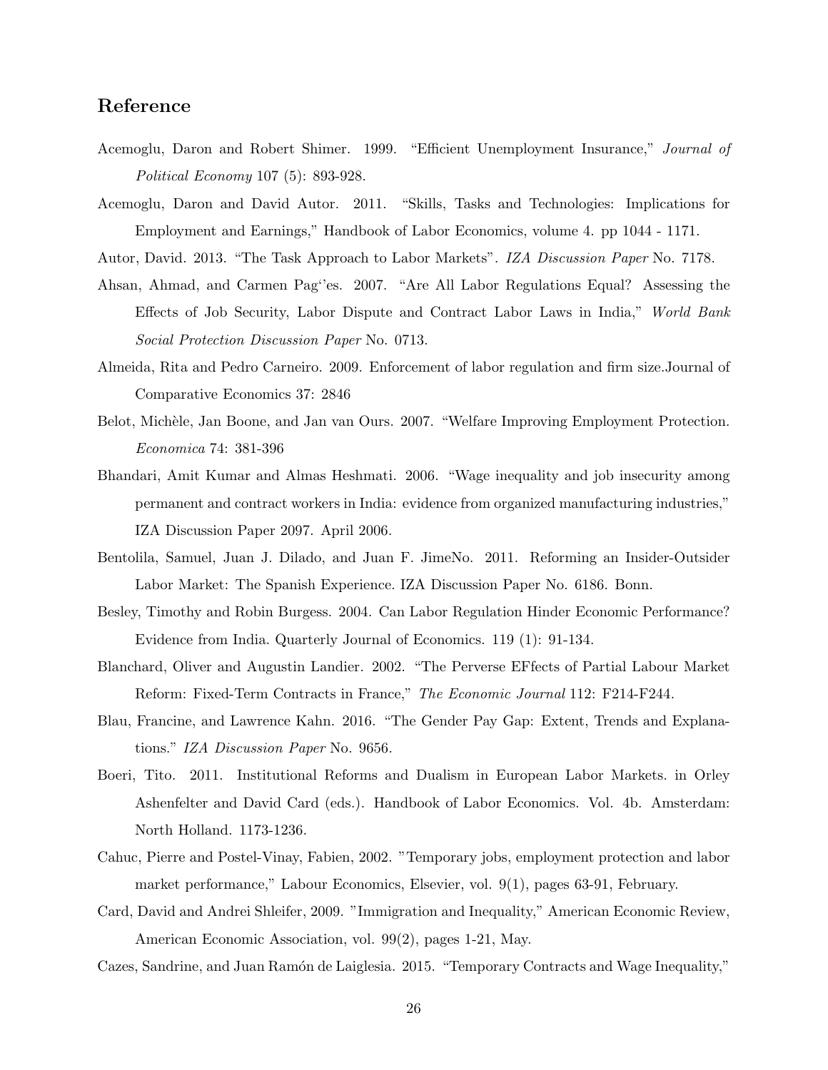## Reference

Acemoglu, Daron and Robert Shimer. 1999. "Efficient Unemployment Insurance," *Journal of Political Economy* 107 (5): 893-928.

Acemoglu, Daron and David Autor. 2011. "Skills, Tasks and Technologies: Implications for Employment and Earnings," Handbook of Labor Economics, volume 4. pp 1044 - 1171.

Autor, David. 2013. "The Task Approach to Labor Markets". *IZA Discussion Paper* No. 7178.

Ahsan, Ahmad, and Carmen Pag‘'es. 2007. "Are All Labor Regulations Equal? Assessing the Effects of Job Security, Labor Dispute and Contract Labor Laws in India," *World Bank Social Protection Discussion Paper* No. 0713.

Almeida, Rita and Pedro Carneiro. 2009. Enforcement of labor regulation and firm size.Journal of Comparative Economics 37: 2846

Belot, Michèle, Jan Boone, and Jan van Ours. 2007. "Welfare Improving Employment Protection. *Economica* 74: 381-396

Bhandari, Amit Kumar and Almas Heshmati. 2006. "Wage inequality and job insecurity among permanent and contract workers in India: evidence from organized manufacturing industries," IZA Discussion Paper 2097. April 2006.

Bentolila, Samuel, Juan J. Dilado, and Juan F. JimeNo. 2011. Reforming an Insider-Outsider Labor Market: The Spanish Experience. IZA Discussion Paper No. 6186. Bonn.

Besley, Timothy and Robin Burgess. 2004. Can Labor Regulation Hinder Economic Performance? Evidence from India. Quarterly Journal of Economics. 119 (1): 91-134.

Blanchard, Oliver and Augustin Landier. 2002. "The Perverse EFfects of Partial Labour Market Reform: Fixed-Term Contracts in France," *The Economic Journal* 112: F214-F244.

Blau, Francine, and Lawrence Kahn. 2016. "The Gender Pay Gap: Extent, Trends and Explanations." *IZA Discussion Paper* No. 9656.

Boeri, Tito. 2011. Institutional Reforms and Dualism in European Labor Markets. in Orley Ashenfelter and David Card (eds.). Handbook of Labor Economics. Vol. 4b. Amsterdam: North Holland. 1173-1236.

Cahuc, Pierre and Postel-Vinay, Fabien, 2002. "Temporary jobs, employment protection and labor market performance," Labour Economics, Elsevier, vol. 9(1), pages 63-91, February.

Card, David and Andrei Shleifer, 2009. "Immigration and Inequality," American Economic Review, American Economic Association, vol. 99(2), pages 1-21, May.

Cazes, Sandrine, and Juan Ramón de Laiglesia. 2015. "Temporary Contracts and Wage Inequality,"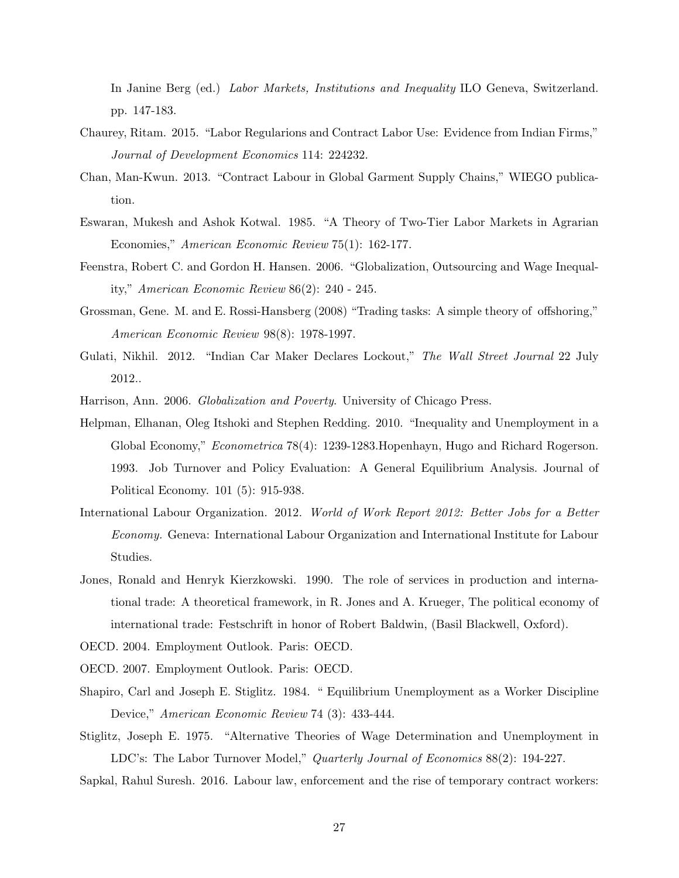In Janine Berg (ed.) *Labor Markets, Institutions and Inequality* ILO Geneva, Switzerland. pp. 147-183.

Chaurey, Ritam. 2015. "Labor Regularions and Contract Labor Use: Evidence from Indian Firms," *Journal of Development Economics* 114: 224232.

Chan, Man-Kwun. 2013. "Contract Labour in Global Garment Supply Chains," WIEGO publication.

Eswaran, Mukesh and Ashok Kotwal. 1985. "A Theory of Two-Tier Labor Markets in Agrarian Economies," *American Economic Review* 75(1): 162-177.

Feenstra, Robert C. and Gordon H. Hansen. 2006. "Globalization, Outsourcing and Wage Inequality," *American Economic Review* 86(2): 240 - 245.

Grossman, Gene. M. and E. Rossi-Hansberg (2008) "Trading tasks: A simple theory of offshoring," *American Economic Review* 98(8): 1978-1997.

Gulati, Nikhil. 2012. "Indian Car Maker Declares Lockout," *The Wall Street Journal* 22 July 2012..

Harrison, Ann. 2006. *Globalization and Poverty*. University of Chicago Press.

Helpman, Elhanan, Oleg Itshoki and Stephen Redding. 2010. "Inequality and Unemployment in a Global Economy," *Econometrica* 78(4): 1239-1283.Hopenhayn, Hugo and Richard Rogerson. 1993. Job Turnover and Policy Evaluation: A General Equilibrium Analysis. Journal of Political Economy. 101 (5): 915-938.

International Labour Organization. 2012. *World of Work Report 2012: Better Jobs for a Better Economy.* Geneva: International Labour Organization and International Institute for Labour Studies.

Jones, Ronald and Henryk Kierzkowski. 1990. The role of services in production and international trade: A theoretical framework, in R. Jones and A. Krueger, The political economy of international trade: Festschrift in honor of Robert Baldwin, (Basil Blackwell, Oxford).

OECD. 2004. Employment Outlook. Paris: OECD.

OECD. 2007. Employment Outlook. Paris: OECD.

Shapiro, Carl and Joseph E. Stiglitz. 1984. " Equilibrium Unemployment as a Worker Discipline Device," *American Economic Review* 74 (3): 433-444.

Stiglitz, Joseph E. 1975. "Alternative Theories of Wage Determination and Unemployment in LDC's: The Labor Turnover Model," *Quarterly Journal of Economics* 88(2): 194-227.

Sapkal, Rahul Suresh. 2016. Labour law, enforcement and the rise of temporary contract workers: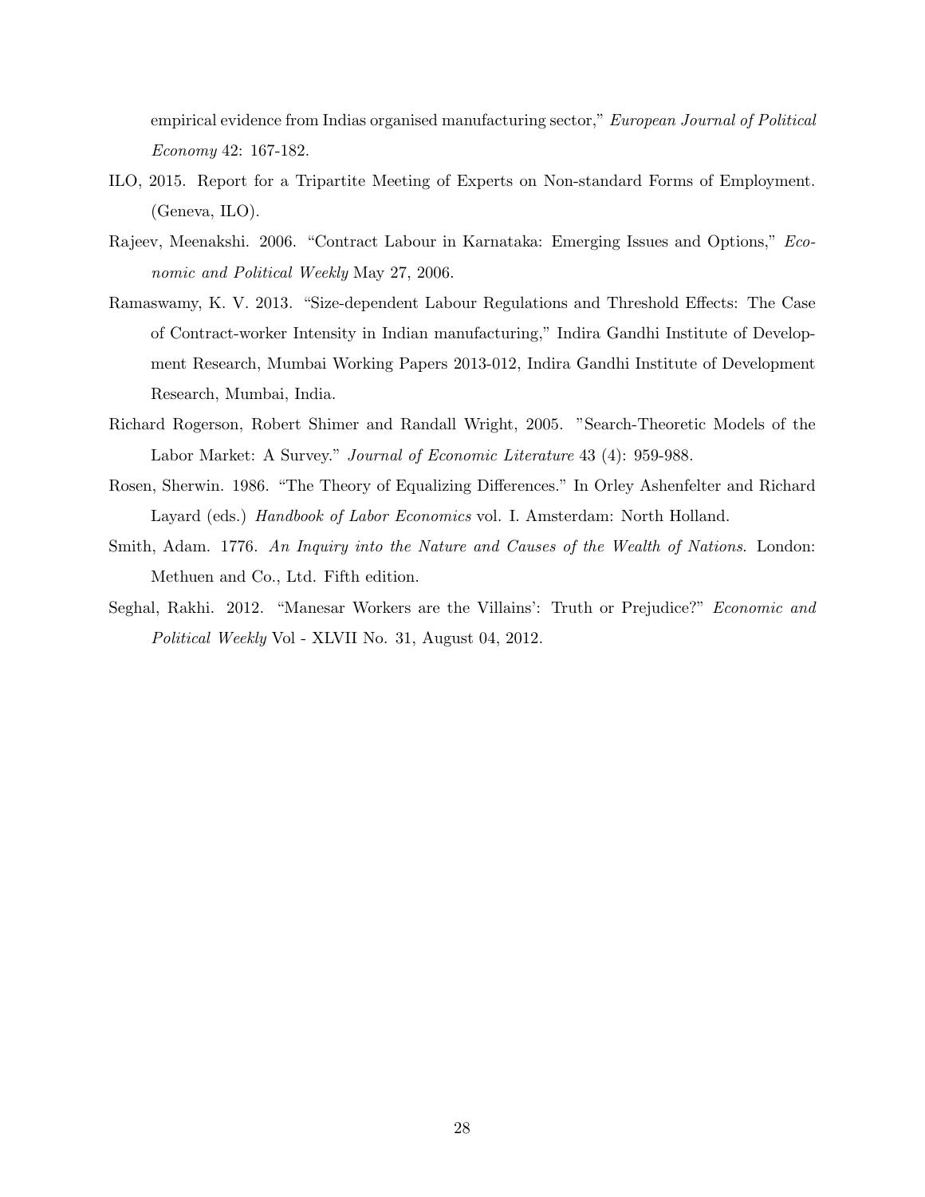empirical evidence from Indias organised manufacturing sector," *European Journal of Political Economy* 42: 167-182.

ILO, 2015. Report for a Tripartite Meeting of Experts on Non-standard Forms of Employment. (Geneva, ILO).

Rajeev, Meenakshi. 2006. "Contract Labour in Karnataka: Emerging Issues and Options," *Economic and Political Weekly* May 27, 2006.

Ramaswamy, K. V. 2013. "Size-dependent Labour Regulations and Threshold Effects: The Case of Contract-worker Intensity in Indian manufacturing," Indira Gandhi Institute of Development Research, Mumbai Working Papers 2013-012, Indira Gandhi Institute of Development Research, Mumbai, India.

Richard Rogerson, Robert Shimer and Randall Wright, 2005. "Search-Theoretic Models of the Labor Market: A Survey." *Journal of Economic Literature* 43 (4): 959-988.

Rosen, Sherwin. 1986. "The Theory of Equalizing Differences." In Orley Ashenfelter and Richard Layard (eds.) *Handbook of Labor Economics* vol. I. Amsterdam: North Holland.

Smith, Adam. 1776. *An Inquiry into the Nature and Causes of the Wealth of Nations*. London: Methuen and Co., Ltd. Fifth edition.

Seghal, Rakhi. 2012. "Manesar Workers are the Villains': Truth or Prejudice?" *Economic and Political Weekly* Vol - XLVII No. 31, August 04, 2012.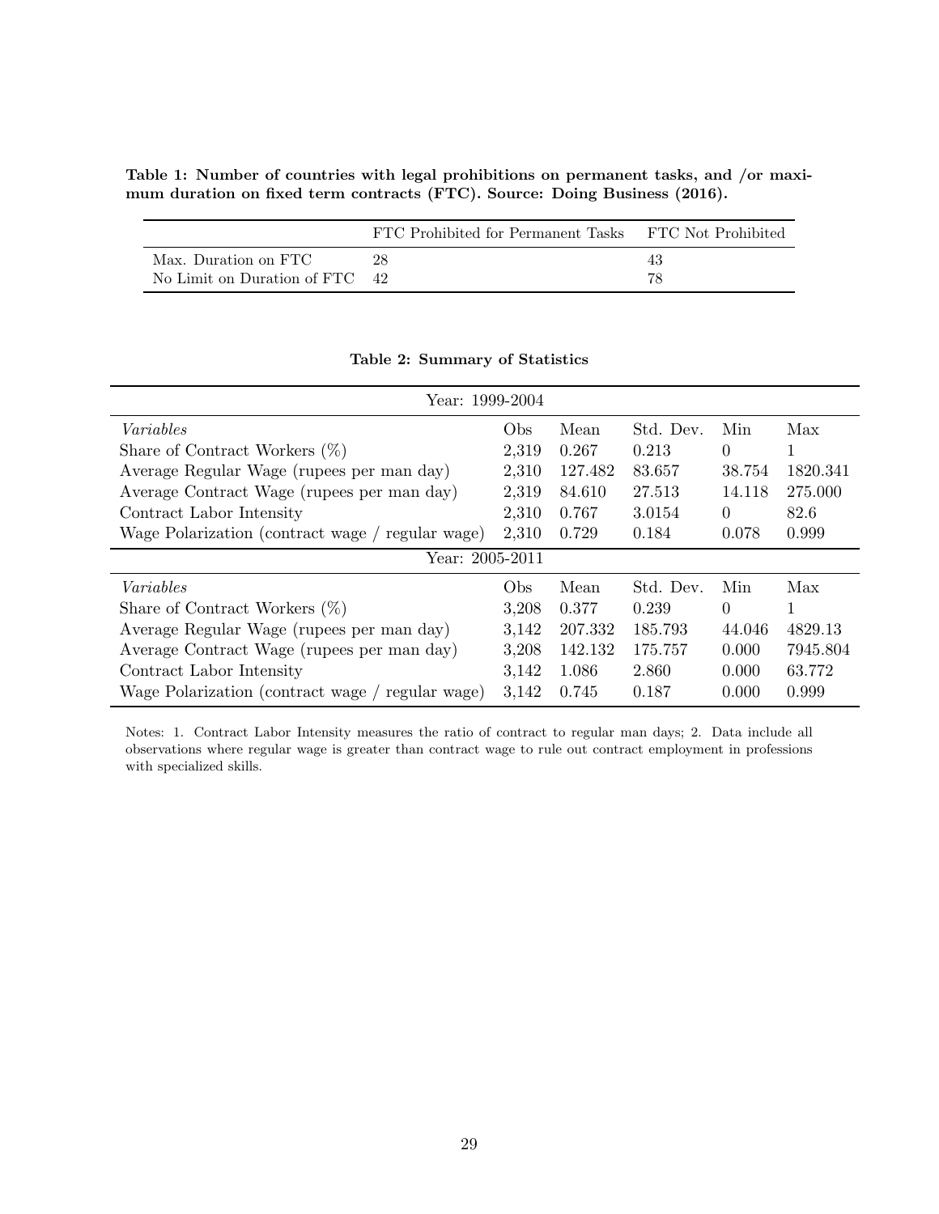**Table 1: Number of countries with legal prohibitions on permanent tasks, and /or maximum duration on fixed term contracts (FTC). Source: Doing Business (2016).**

| | FTC Prohibited for Permanent Tasks | FTC Not Prohibited |
|---|---|---|
| Max. Duration on FTC | 28 | 43 |
| No Limit on Duration of FTC | 42 | 78 |

**Table 2: Summary of Statistics**

| Year: 1999-2004 | | | | | |
|---|---|---|---|---|---|
| *Variables* | Obs | Mean | Std. Dev. | Min | Max |
| Share of Contract Workers (%) | 2,319 | 0.267 | 0.213 | 0 | 1 |
| Average Regular Wage (rupees per man day) | 2,310 | 127.482 | 83.657 | 38.754 | 1820.341 |
| Average Contract Wage (rupees per man day) | 2,319 | 84.610 | 27.513 | 14.118 | 275.000 |
| Contract Labor Intensity | 2,310 | 0.767 | 3.0154 | 0 | 82.6 |
| Wage Polarization (contract wage / regular wage) | 2,310 | 0.729 | 0.184 | 0.078 | 0.999 |
| **Year: 2005-2011** | | | | | |
| *Variables* | Obs | Mean | Std. Dev. | Min | Max |
| Share of Contract Workers (%) | 3,208 | 0.377 | 0.239 | 0 | 1 |
| Average Regular Wage (rupees per man day) | 3,142 | 207.332 | 185.793 | 44.046 | 4829.13 |
| Average Contract Wage (rupees per man day) | 3,208 | 142.132 | 175.757 | 0.000 | 7945.804 |
| Contract Labor Intensity | 3,142 | 1.086 | 2.860 | 0.000 | 63.772 |
| Wage Polarization (contract wage / regular wage) | 3,142 | 0.745 | 0.187 | 0.000 | 0.999 |

Notes: 1. Contract Labor Intensity measures the ratio of contract to regular man days; 2. Data include all observations where regular wage is greater than contract wage to rule out contract employment in professions with specialized skills.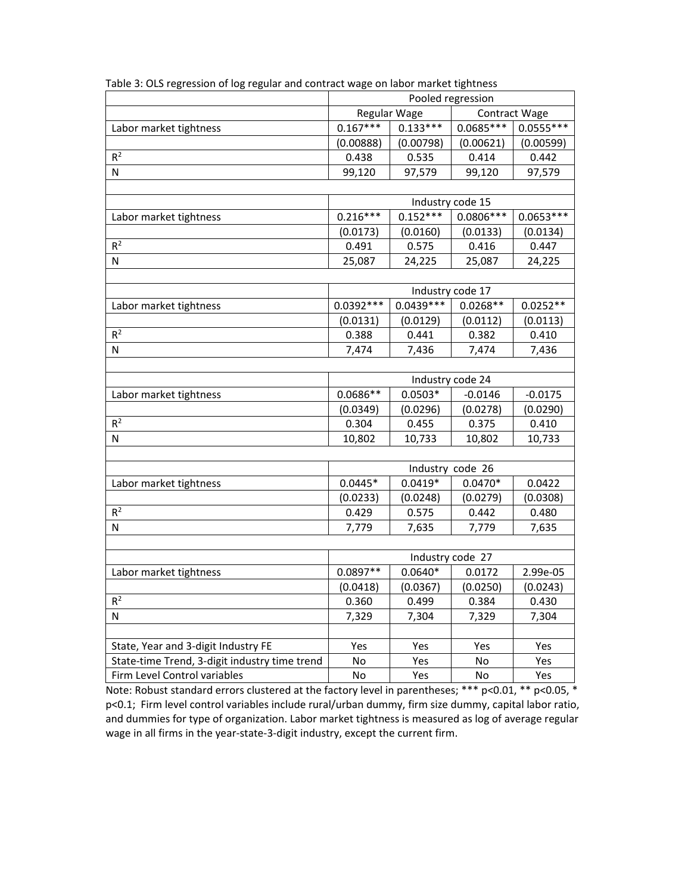Table 3: OLS regression of log regular and contract wage on labor market tightness

| | Pooled regression | | | |
|---|---|---|---|---|
| | Regular Wage | | Contract Wage | |
| Labor market tightness | 0.167*** | 0.133*** | 0.0685*** | 0.0555*** |
| | (0.00888) | (0.00798) | (0.00621) | (0.00599) |
| $R^2$ | 0.438 | 0.535 | 0.414 | 0.442 |
| N | 99,120 | 97,579 | 99,120 | 97,579 |
| | | | | |
| | Industry code 15 | | | |
| Labor market tightness | 0.216*** | 0.152*** | 0.0806*** | 0.0653*** |
| | (0.0173) | (0.0160) | (0.0133) | (0.0134) |
| $R^2$ | 0.491 | 0.575 | 0.416 | 0.447 |
| N | 25,087 | 24,225 | 25,087 | 24,225 |
| | | | | |
| | Industry code 17 | | | |
| Labor market tightness | 0.0392*** | 0.0439*** | 0.0268** | 0.0252** |
| | (0.0131) | (0.0129) | (0.0112) | (0.0113) |
| $R^2$ | 0.388 | 0.441 | 0.382 | 0.410 |
| N | 7,474 | 7,436 | 7,474 | 7,436 |
| | | | | |
| | Industry code 24 | | | |
| Labor market tightness | 0.0686** | 0.0503* | -0.0146 | -0.0175 |
| | (0.0349) | (0.0296) | (0.0278) | (0.0290) |
| $R^2$ | 0.304 | 0.455 | 0.375 | 0.410 |
| N | 10,802 | 10,733 | 10,802 | 10,733 |
| | | | | |
| | Industry code 26 | | | |
| Labor market tightness | 0.0445* | 0.0419* | 0.0470* | 0.0422 |
| | (0.0233) | (0.0248) | (0.0279) | (0.0308) |
| $R^2$ | 0.429 | 0.575 | 0.442 | 0.480 |
| N | 7,779 | 7,635 | 7,779 | 7,635 |
| | | | | |
| | Industry code 27 | | | |
| Labor market tightness | 0.0897** | 0.0640* | 0.0172 | 2.99e-05 |
| | (0.0418) | (0.0367) | (0.0250) | (0.0243) |
| $R^2$ | 0.360 | 0.499 | 0.384 | 0.430 |
| N | 7,329 | 7,304 | 7,329 | 7,304 |
| | | | | |
| State, Year and 3-digit Industry FE | Yes | Yes | Yes | Yes |
| State-time Trend, 3-digit industry time trend | No | Yes | No | Yes |
| Firm Level Control variables | No | Yes | No | Yes |

Note: Robust standard errors clustered at the factory level in parentheses; *** p<0.01, ** p<0.05, * p<0.1; Firm level control variables include rural/urban dummy, firm size dummy, capital labor ratio, and dummies for type of organization. Labor market tightness is measured as log of average regular wage in all firms in the year-state-3-digit industry, except the current firm.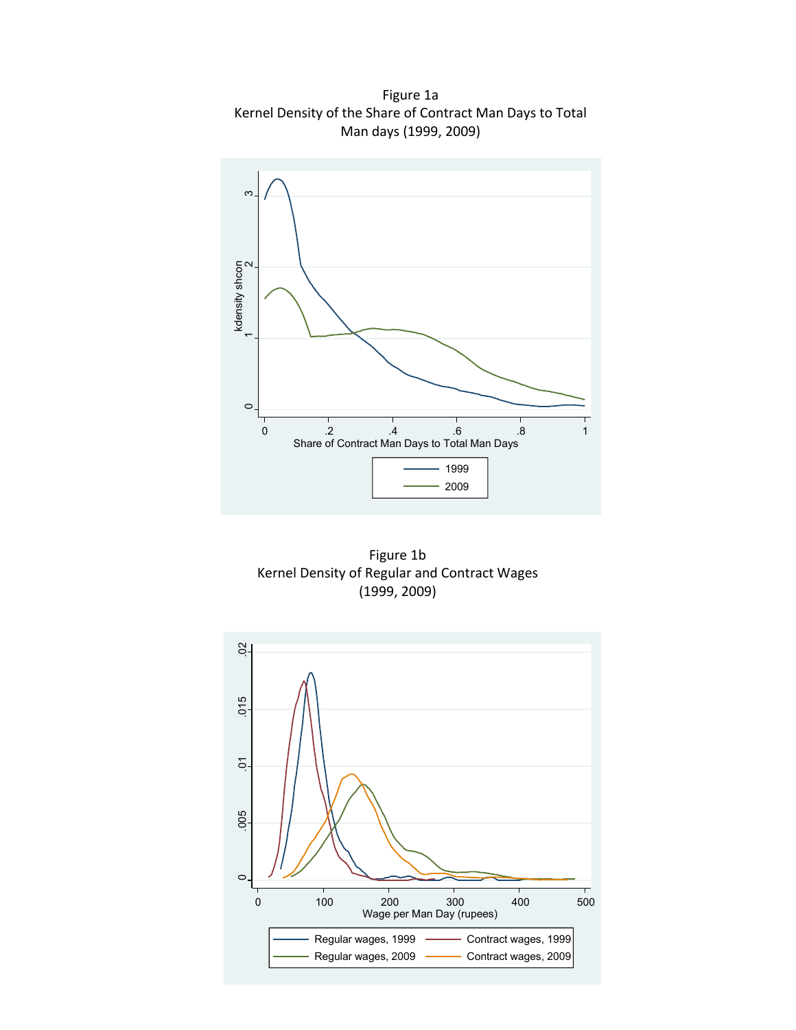Figure 1a
Kernel Density of the Share of Contract Man Days to Total Man days (1999, 2009)

Figure 1b
Kernel Density of Regular and Contract Wages (1999, 2009)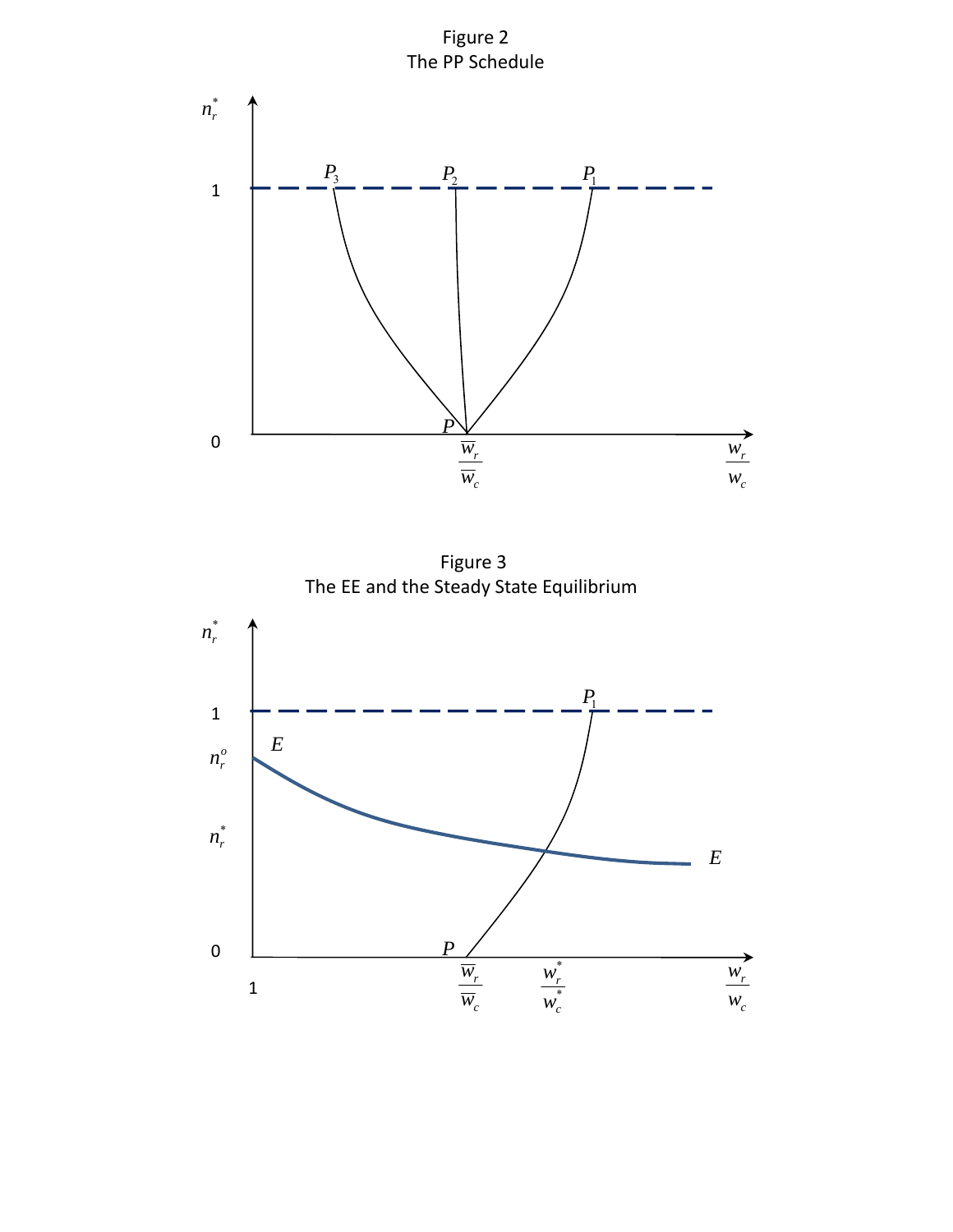Figure 2
The PP Schedule

$n_r^*$

1

0

$P_3$

$P_2$

$P_1$

$P$

$\frac{\overline{w}_r}{\overline{w}_c}$

$\frac{w_r}{w_c}$

Figure 3
The EE and the Steady State Equilibrium

$n_r^*$

1

$n_r^o$

$n_r^*$

0

1

$E$

$E$

$P_1$

$P$

$\frac{\overline{w}_r}{\overline{w}_c}$

$\frac{w_r^*}{w_c^*}$

$\frac{w_r}{w_c}$